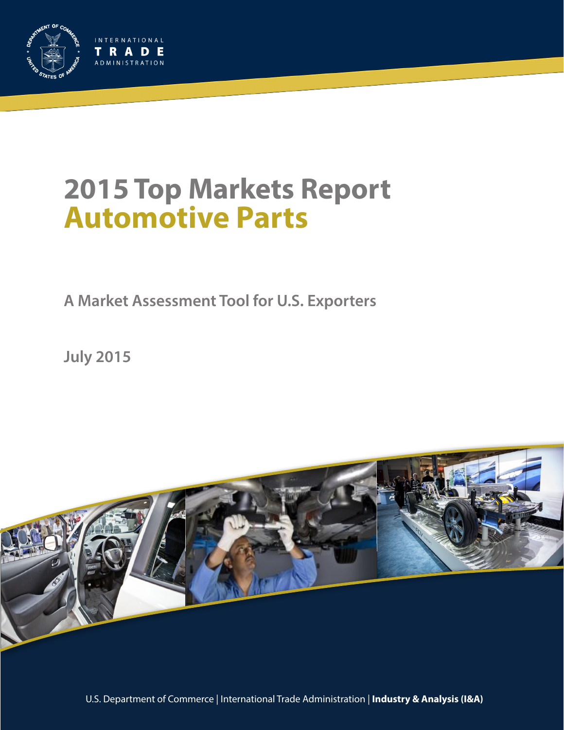INTERNATIONAL TRADE ADMINISTRATION

# 2015 Top Markets Report Automotive Parts

A Market Assessment Tool for U.S. Exporters

July 2015

U.S. Department of Commerce | International Trade Administration | **Industry & Analysis (I&A)**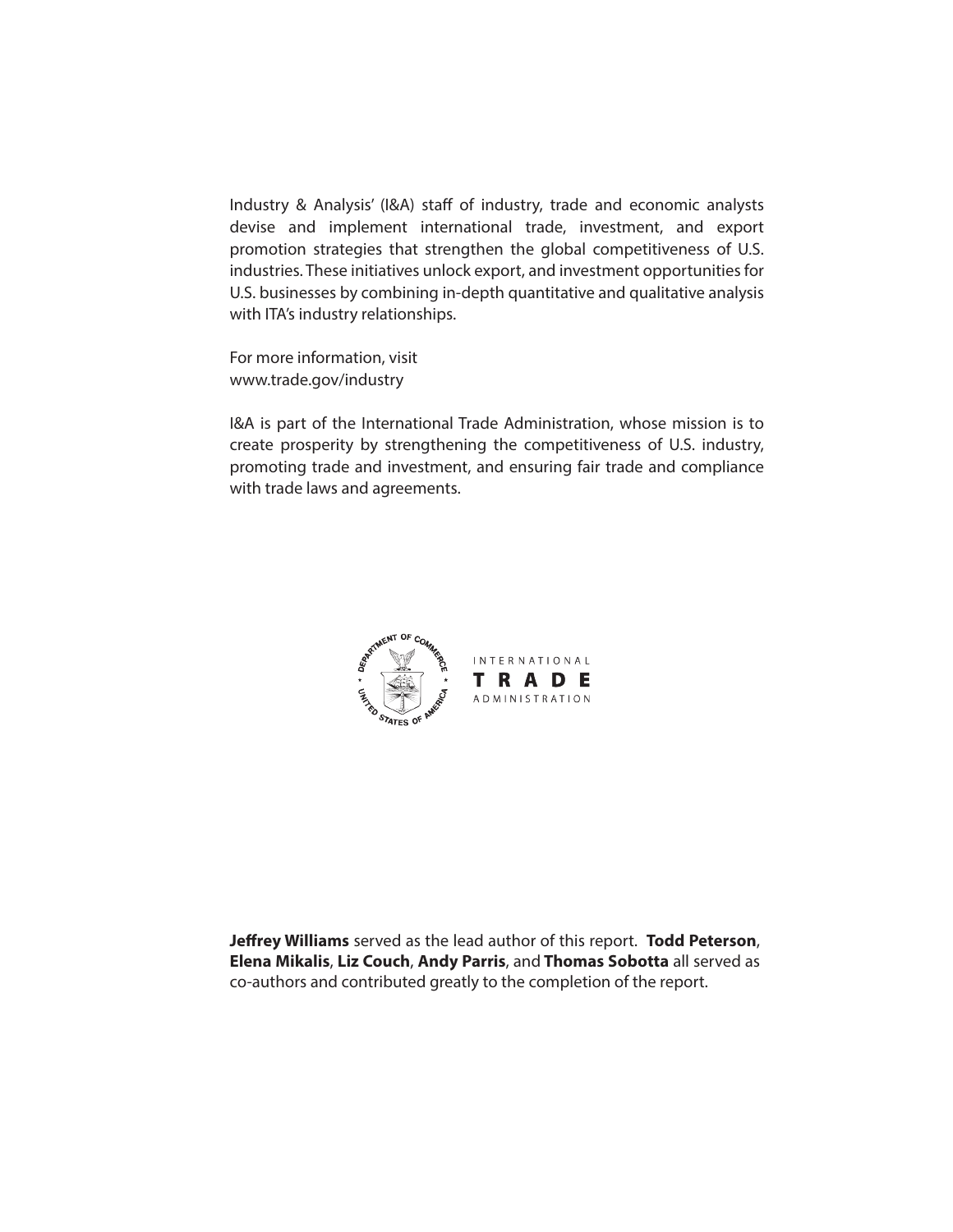Industry & Analysis' (I&A) staff of industry, trade and economic analysts devise and implement international trade, investment, and export promotion strategies that strengthen the global competitiveness of U.S. industries. These initiatives unlock export, and investment opportunities for U.S. businesses by combining in-depth quantitative and qualitative analysis with ITA's industry relationships.

For more information, visit
www.trade.gov/industry

I&A is part of the International Trade Administration, whose mission is to create prosperity by strengthening the competitiveness of U.S. industry, promoting trade and investment, and ensuring fair trade and compliance with trade laws and agreements.

INTERNATIONAL
**TRADE**
ADMINISTRATION

**Jeffrey Williams** served as the lead author of this report. **Todd Peterson**, **Elena Mikalis**, **Liz Couch**, **Andy Parris**, and **Thomas Sobotta** all served as co-authors and contributed greatly to the completion of the report.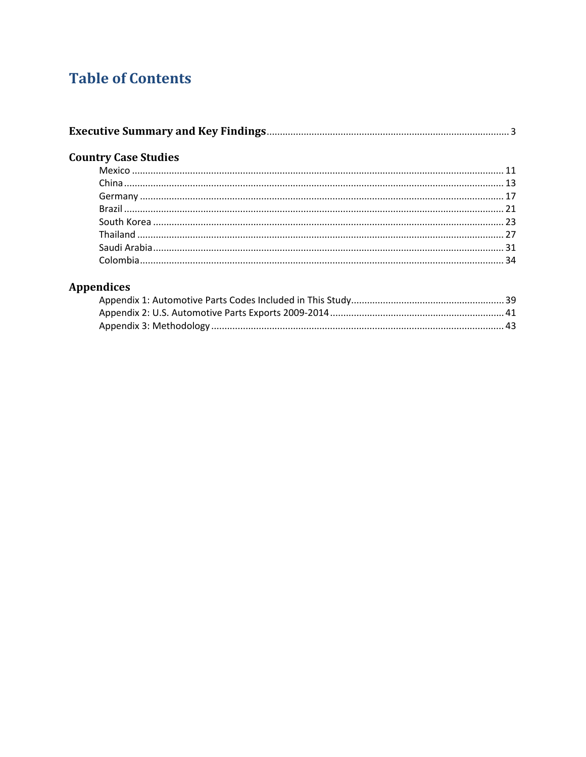# Table of Contents

**Executive Summary and Key Findings** ........ 3

**Country Case Studies**

- Mexico ........ 11
- China ........ 13
- Germany ........ 17
- Brazil ........ 21
- South Korea ........ 23
- Thailand ........ 27
- Saudi Arabia ........ 31
- Colombia ........ 34

**Appendices**

- Appendix 1: Automotive Parts Codes Included in This Study ........ 39
- Appendix 2: U.S. Automotive Parts Exports 2009-2014 ........ 41
- Appendix 3: Methodology ........ 43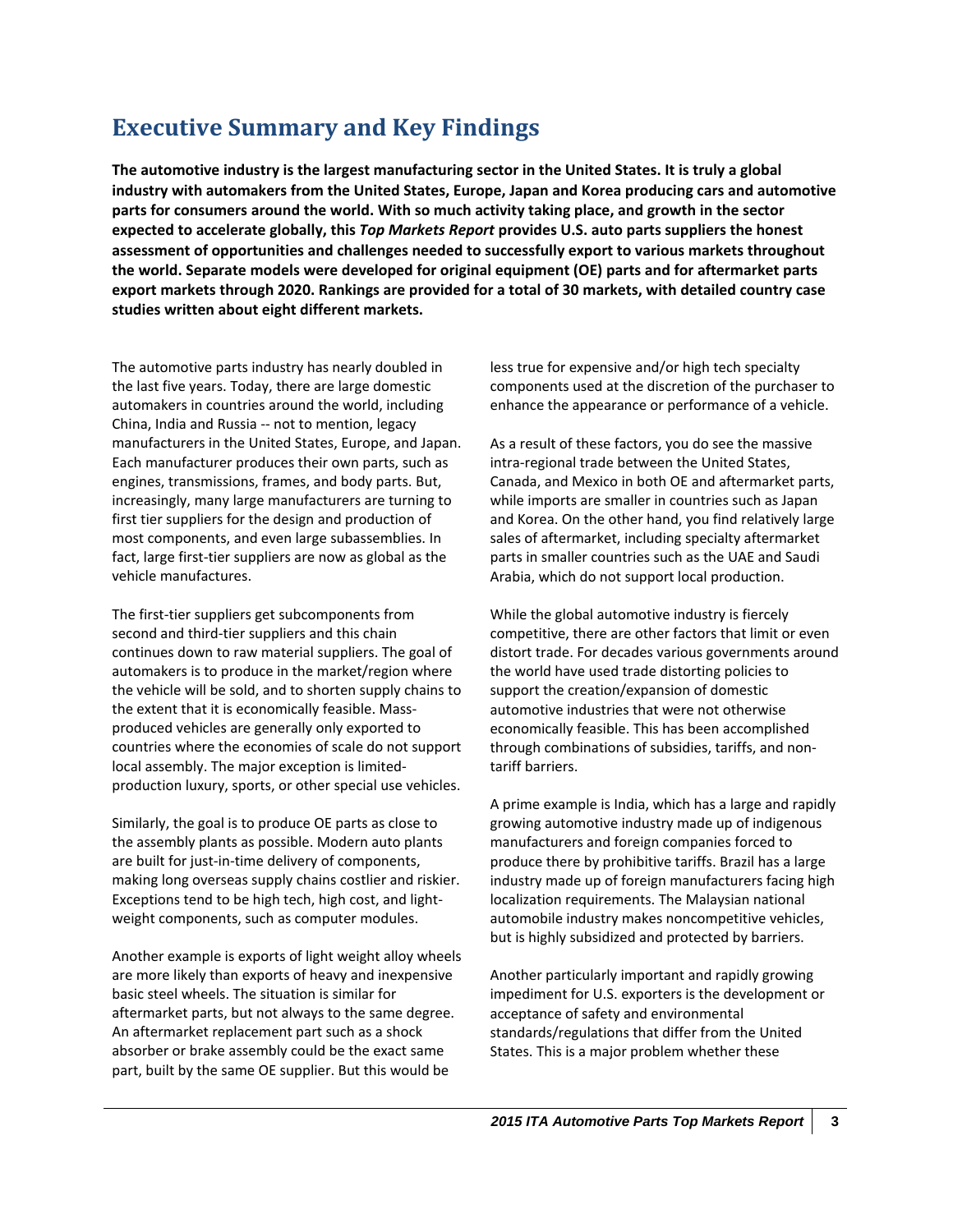# Executive Summary and Key Findings

**The automotive industry is the largest manufacturing sector in the United States. It is truly a global industry with automakers from the United States, Europe, Japan and Korea producing cars and automotive parts for consumers around the world. With so much activity taking place, and growth in the sector expected to accelerate globally, this *Top Markets Report* provides U.S. auto parts suppliers the honest assessment of opportunities and challenges needed to successfully export to various markets throughout the world. Separate models were developed for original equipment (OE) parts and for aftermarket parts export markets through 2020. Rankings are provided for a total of 30 markets, with detailed country case studies written about eight different markets.**

The automotive parts industry has nearly doubled in the last five years. Today, there are large domestic automakers in countries around the world, including China, India and Russia -- not to mention, legacy manufacturers in the United States, Europe, and Japan. Each manufacturer produces their own parts, such as engines, transmissions, frames, and body parts. But, increasingly, many large manufacturers are turning to first tier suppliers for the design and production of most components, and even large subassemblies. In fact, large first-tier suppliers are now as global as the vehicle manufactures.

The first-tier suppliers get subcomponents from second and third-tier suppliers and this chain continues down to raw material suppliers. The goal of automakers is to produce in the market/region where the vehicle will be sold, and to shorten supply chains to the extent that it is economically feasible. Mass-produced vehicles are generally only exported to countries where the economies of scale do not support local assembly. The major exception is limited-production luxury, sports, or other special use vehicles.

Similarly, the goal is to produce OE parts as close to the assembly plants as possible. Modern auto plants are built for just-in-time delivery of components, making long overseas supply chains costlier and riskier. Exceptions tend to be high tech, high cost, and light-weight components, such as computer modules.

Another example is exports of light weight alloy wheels are more likely than exports of heavy and inexpensive basic steel wheels. The situation is similar for aftermarket parts, but not always to the same degree. An aftermarket replacement part such as a shock absorber or brake assembly could be the exact same part, built by the same OE supplier. But this would be less true for expensive and/or high tech specialty components used at the discretion of the purchaser to enhance the appearance or performance of a vehicle.

As a result of these factors, you do see the massive intra-regional trade between the United States, Canada, and Mexico in both OE and aftermarket parts, while imports are smaller in countries such as Japan and Korea. On the other hand, you find relatively large sales of aftermarket, including specialty aftermarket parts in smaller countries such as the UAE and Saudi Arabia, which do not support local production.

While the global automotive industry is fiercely competitive, there are other factors that limit or even distort trade. For decades various governments around the world have used trade distorting policies to support the creation/expansion of domestic automotive industries that were not otherwise economically feasible. This has been accomplished through combinations of subsidies, tariffs, and non-tariff barriers.

A prime example is India, which has a large and rapidly growing automotive industry made up of indigenous manufacturers and foreign companies forced to produce there by prohibitive tariffs. Brazil has a large industry made up of foreign manufacturers facing high localization requirements. The Malaysian national automobile industry makes noncompetitive vehicles, but is highly subsidized and protected by barriers.

Another particularly important and rapidly growing impediment for U.S. exporters is the development or acceptance of safety and environmental standards/regulations that differ from the United States. This is a major problem whether these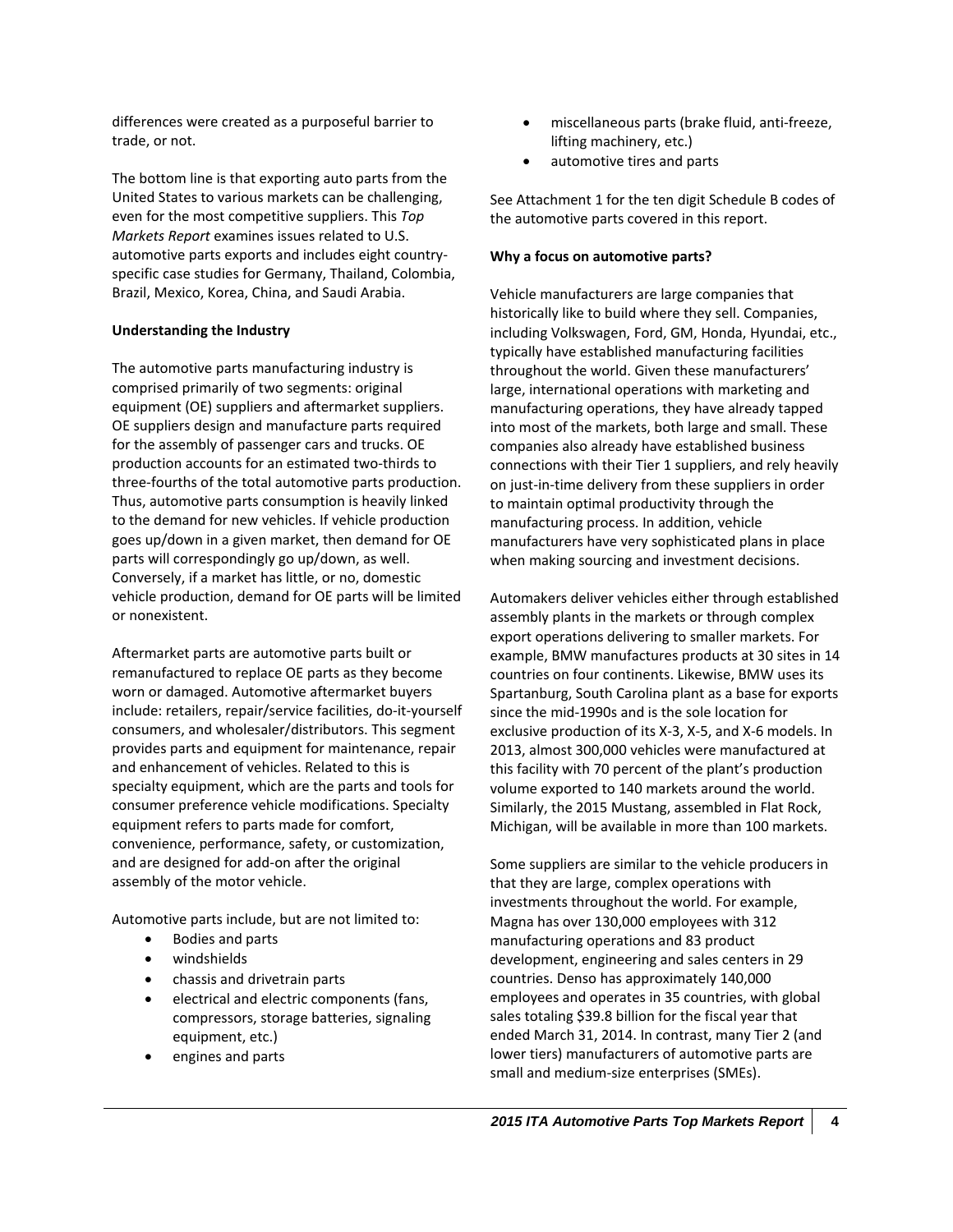differences were created as a purposeful barrier to trade, or not.

The bottom line is that exporting auto parts from the United States to various markets can be challenging, even for the most competitive suppliers. This *Top Markets Report* examines issues related to U.S. automotive parts exports and includes eight country-specific case studies for Germany, Thailand, Colombia, Brazil, Mexico, Korea, China, and Saudi Arabia.

**Understanding the Industry**

The automotive parts manufacturing industry is comprised primarily of two segments: original equipment (OE) suppliers and aftermarket suppliers. OE suppliers design and manufacture parts required for the assembly of passenger cars and trucks. OE production accounts for an estimated two-thirds to three-fourths of the total automotive parts production. Thus, automotive parts consumption is heavily linked to the demand for new vehicles. If vehicle production goes up/down in a given market, then demand for OE parts will correspondingly go up/down, as well. Conversely, if a market has little, or no, domestic vehicle production, demand for OE parts will be limited or nonexistent.

Aftermarket parts are automotive parts built or remanufactured to replace OE parts as they become worn or damaged. Automotive aftermarket buyers include: retailers, repair/service facilities, do-it-yourself consumers, and wholesaler/distributors. This segment provides parts and equipment for maintenance, repair and enhancement of vehicles. Related to this is specialty equipment, which are the parts and tools for consumer preference vehicle modifications. Specialty equipment refers to parts made for comfort, convenience, performance, safety, or customization, and are designed for add-on after the original assembly of the motor vehicle.

Automotive parts include, but are not limited to:

- Bodies and parts
- windshields
- chassis and drivetrain parts
- electrical and electric components (fans, compressors, storage batteries, signaling equipment, etc.)
- engines and parts
- miscellaneous parts (brake fluid, anti-freeze, lifting machinery, etc.)
- automotive tires and parts

See Attachment 1 for the ten digit Schedule B codes of the automotive parts covered in this report.

**Why a focus on automotive parts?**

Vehicle manufacturers are large companies that historically like to build where they sell. Companies, including Volkswagen, Ford, GM, Honda, Hyundai, etc., typically have established manufacturing facilities throughout the world. Given these manufacturers' large, international operations with marketing and manufacturing operations, they have already tapped into most of the markets, both large and small. These companies also already have established business connections with their Tier 1 suppliers, and rely heavily on just-in-time delivery from these suppliers in order to maintain optimal productivity through the manufacturing process. In addition, vehicle manufacturers have very sophisticated plans in place when making sourcing and investment decisions.

Automakers deliver vehicles either through established assembly plants in the markets or through complex export operations delivering to smaller markets. For example, BMW manufactures products at 30 sites in 14 countries on four continents. Likewise, BMW uses its Spartanburg, South Carolina plant as a base for exports since the mid-1990s and is the sole location for exclusive production of its X-3, X-5, and X-6 models. In 2013, almost 300,000 vehicles were manufactured at this facility with 70 percent of the plant's production volume exported to 140 markets around the world. Similarly, the 2015 Mustang, assembled in Flat Rock, Michigan, will be available in more than 100 markets.

Some suppliers are similar to the vehicle producers in that they are large, complex operations with investments throughout the world. For example, Magna has over 130,000 employees with 312 manufacturing operations and 83 product development, engineering and sales centers in 29 countries. Denso has approximately 140,000 employees and operates in 35 countries, with global sales totaling $39.8 billion for the fiscal year that ended March 31, 2014. In contrast, many Tier 2 (and lower tiers) manufacturers of automotive parts are small and medium-size enterprises (SMEs).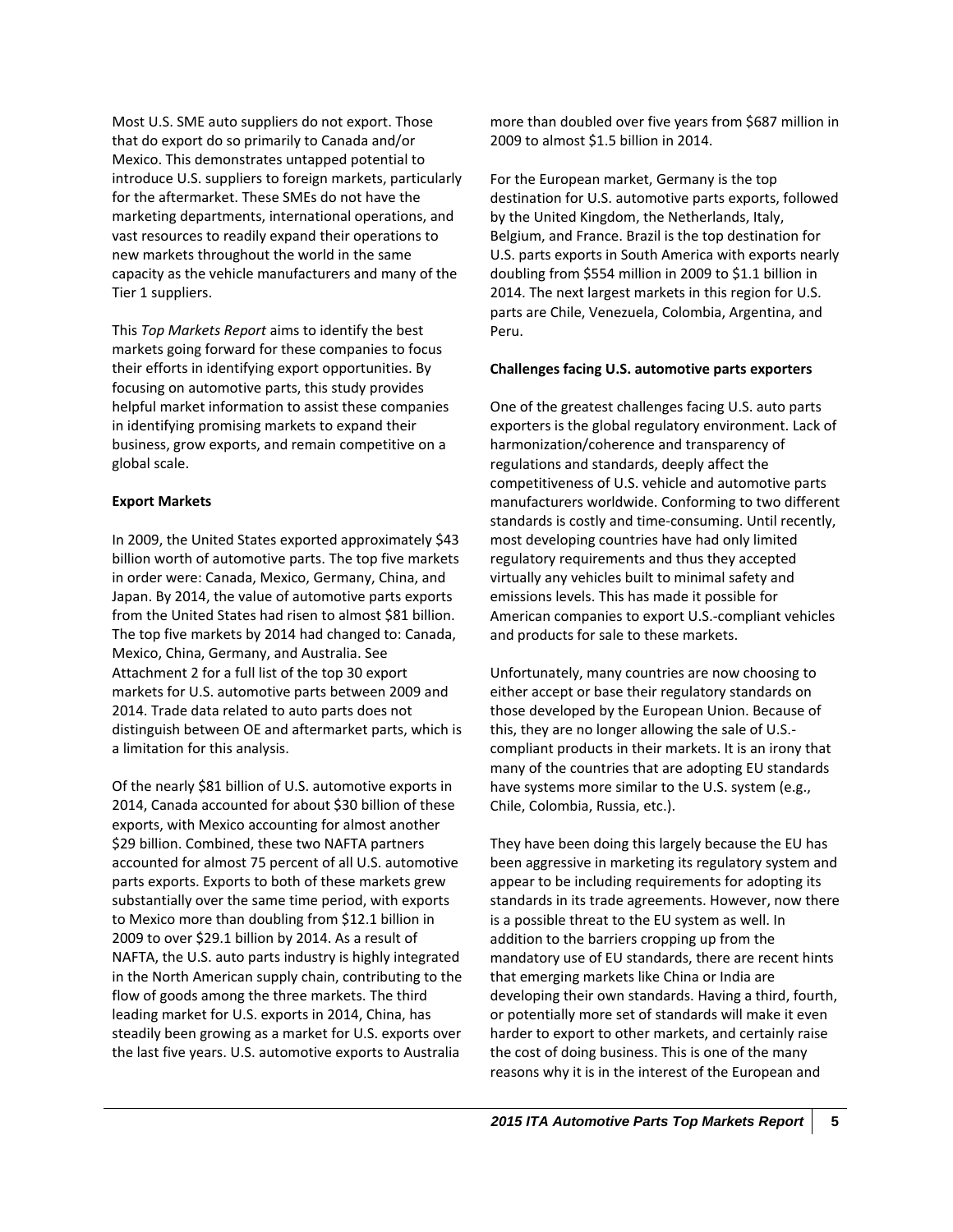Most U.S. SME auto suppliers do not export. Those that do export do so primarily to Canada and/or Mexico. This demonstrates untapped potential to introduce U.S. suppliers to foreign markets, particularly for the aftermarket. These SMEs do not have the marketing departments, international operations, and vast resources to readily expand their operations to new markets throughout the world in the same capacity as the vehicle manufacturers and many of the Tier 1 suppliers.

This *Top Markets Report* aims to identify the best markets going forward for these companies to focus their efforts in identifying export opportunities. By focusing on automotive parts, this study provides helpful market information to assist these companies in identifying promising markets to expand their business, grow exports, and remain competitive on a global scale.

**Export Markets**

In 2009, the United States exported approximately $43 billion worth of automotive parts. The top five markets in order were: Canada, Mexico, Germany, China, and Japan. By 2014, the value of automotive parts exports from the United States had risen to almost $81 billion. The top five markets by 2014 had changed to: Canada, Mexico, China, Germany, and Australia. See Attachment 2 for a full list of the top 30 export markets for U.S. automotive parts between 2009 and 2014. Trade data related to auto parts does not distinguish between OE and aftermarket parts, which is a limitation for this analysis.

Of the nearly $81 billion of U.S. automotive exports in 2014, Canada accounted for about $30 billion of these exports, with Mexico accounting for almost another $29 billion. Combined, these two NAFTA partners accounted for almost 75 percent of all U.S. automotive parts exports. Exports to both of these markets grew substantially over the same time period, with exports to Mexico more than doubling from $12.1 billion in 2009 to over $29.1 billion by 2014. As a result of NAFTA, the U.S. auto parts industry is highly integrated in the North American supply chain, contributing to the flow of goods among the three markets. The third leading market for U.S. exports in 2014, China, has steadily been growing as a market for U.S. exports over the last five years. U.S. automotive exports to Australia more than doubled over five years from $687 million in 2009 to almost $1.5 billion in 2014.

For the European market, Germany is the top destination for U.S. automotive parts exports, followed by the United Kingdom, the Netherlands, Italy, Belgium, and France. Brazil is the top destination for U.S. parts exports in South America with exports nearly doubling from $554 million in 2009 to $1.1 billion in 2014. The next largest markets in this region for U.S. parts are Chile, Venezuela, Colombia, Argentina, and Peru.

**Challenges facing U.S. automotive parts exporters**

One of the greatest challenges facing U.S. auto parts exporters is the global regulatory environment. Lack of harmonization/coherence and transparency of regulations and standards, deeply affect the competitiveness of U.S. vehicle and automotive parts manufacturers worldwide. Conforming to two different standards is costly and time-consuming. Until recently, most developing countries have had only limited regulatory requirements and thus they accepted virtually any vehicles built to minimal safety and emissions levels. This has made it possible for American companies to export U.S.-compliant vehicles and products for sale to these markets.

Unfortunately, many countries are now choosing to either accept or base their regulatory standards on those developed by the European Union. Because of this, they are no longer allowing the sale of U.S.-compliant products in their markets. It is an irony that many of the countries that are adopting EU standards have systems more similar to the U.S. system (e.g., Chile, Colombia, Russia, etc.).

They have been doing this largely because the EU has been aggressive in marketing its regulatory system and appear to be including requirements for adopting its standards in its trade agreements. However, now there is a possible threat to the EU system as well. In addition to the barriers cropping up from the mandatory use of EU standards, there are recent hints that emerging markets like China or India are developing their own standards. Having a third, fourth, or potentially more set of standards will make it even harder to export to other markets, and certainly raise the cost of doing business. This is one of the many reasons why it is in the interest of the European and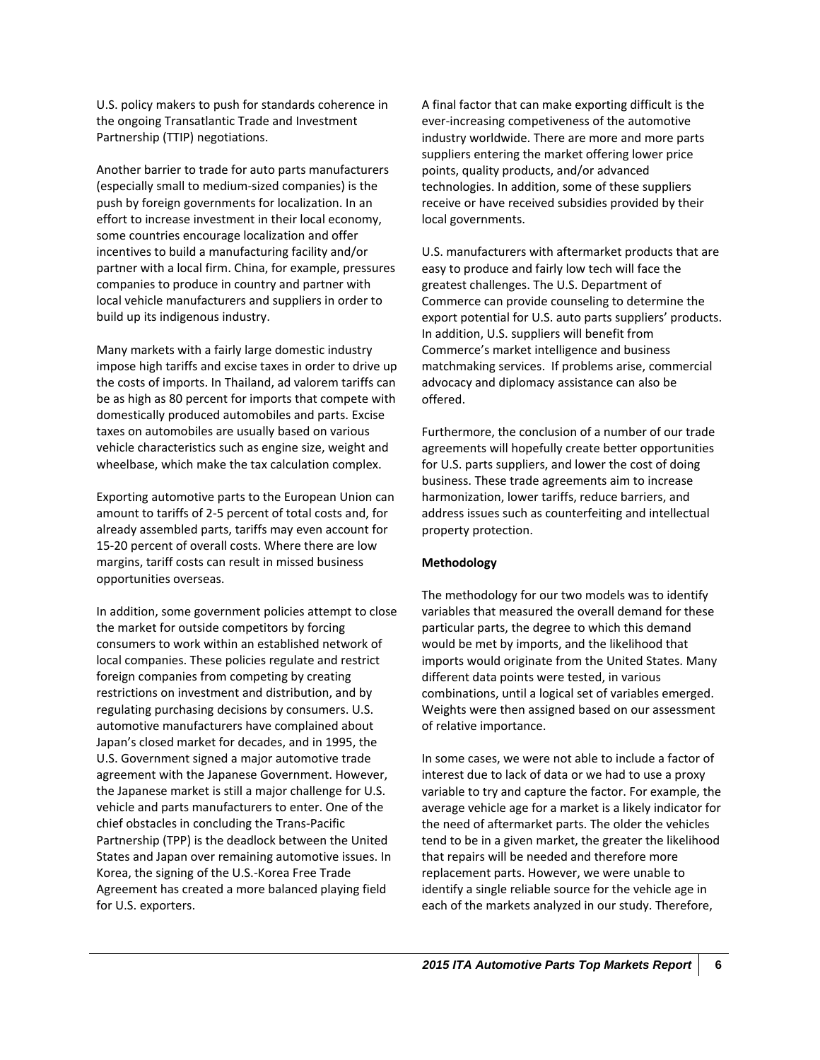U.S. policy makers to push for standards coherence in the ongoing Transatlantic Trade and Investment Partnership (TTIP) negotiations.

Another barrier to trade for auto parts manufacturers (especially small to medium-sized companies) is the push by foreign governments for localization. In an effort to increase investment in their local economy, some countries encourage localization and offer incentives to build a manufacturing facility and/or partner with a local firm. China, for example, pressures companies to produce in country and partner with local vehicle manufacturers and suppliers in order to build up its indigenous industry.

Many markets with a fairly large domestic industry impose high tariffs and excise taxes in order to drive up the costs of imports. In Thailand, ad valorem tariffs can be as high as 80 percent for imports that compete with domestically produced automobiles and parts. Excise taxes on automobiles are usually based on various vehicle characteristics such as engine size, weight and wheelbase, which make the tax calculation complex.

Exporting automotive parts to the European Union can amount to tariffs of 2-5 percent of total costs and, for already assembled parts, tariffs may even account for 15-20 percent of overall costs. Where there are low margins, tariff costs can result in missed business opportunities overseas.

In addition, some government policies attempt to close the market for outside competitors by forcing consumers to work within an established network of local companies. These policies regulate and restrict foreign companies from competing by creating restrictions on investment and distribution, and by regulating purchasing decisions by consumers. U.S. automotive manufacturers have complained about Japan's closed market for decades, and in 1995, the U.S. Government signed a major automotive trade agreement with the Japanese Government. However, the Japanese market is still a major challenge for U.S. vehicle and parts manufacturers to enter. One of the chief obstacles in concluding the Trans-Pacific Partnership (TPP) is the deadlock between the United States and Japan over remaining automotive issues. In Korea, the signing of the U.S.-Korea Free Trade Agreement has created a more balanced playing field for U.S. exporters.

A final factor that can make exporting difficult is the ever-increasing competiveness of the automotive industry worldwide. There are more and more parts suppliers entering the market offering lower price points, quality products, and/or advanced technologies. In addition, some of these suppliers receive or have received subsidies provided by their local governments.

U.S. manufacturers with aftermarket products that are easy to produce and fairly low tech will face the greatest challenges. The U.S. Department of Commerce can provide counseling to determine the export potential for U.S. auto parts suppliers' products. In addition, U.S. suppliers will benefit from Commerce's market intelligence and business matchmaking services. If problems arise, commercial advocacy and diplomacy assistance can also be offered.

Furthermore, the conclusion of a number of our trade agreements will hopefully create better opportunities for U.S. parts suppliers, and lower the cost of doing business. These trade agreements aim to increase harmonization, lower tariffs, reduce barriers, and address issues such as counterfeiting and intellectual property protection.

**Methodology**

The methodology for our two models was to identify variables that measured the overall demand for these particular parts, the degree to which this demand would be met by imports, and the likelihood that imports would originate from the United States. Many different data points were tested, in various combinations, until a logical set of variables emerged. Weights were then assigned based on our assessment of relative importance.

In some cases, we were not able to include a factor of interest due to lack of data or we had to use a proxy variable to try and capture the factor. For example, the average vehicle age for a market is a likely indicator for the need of aftermarket parts. The older the vehicles tend to be in a given market, the greater the likelihood that repairs will be needed and therefore more replacement parts. However, we were unable to identify a single reliable source for the vehicle age in each of the markets analyzed in our study. Therefore,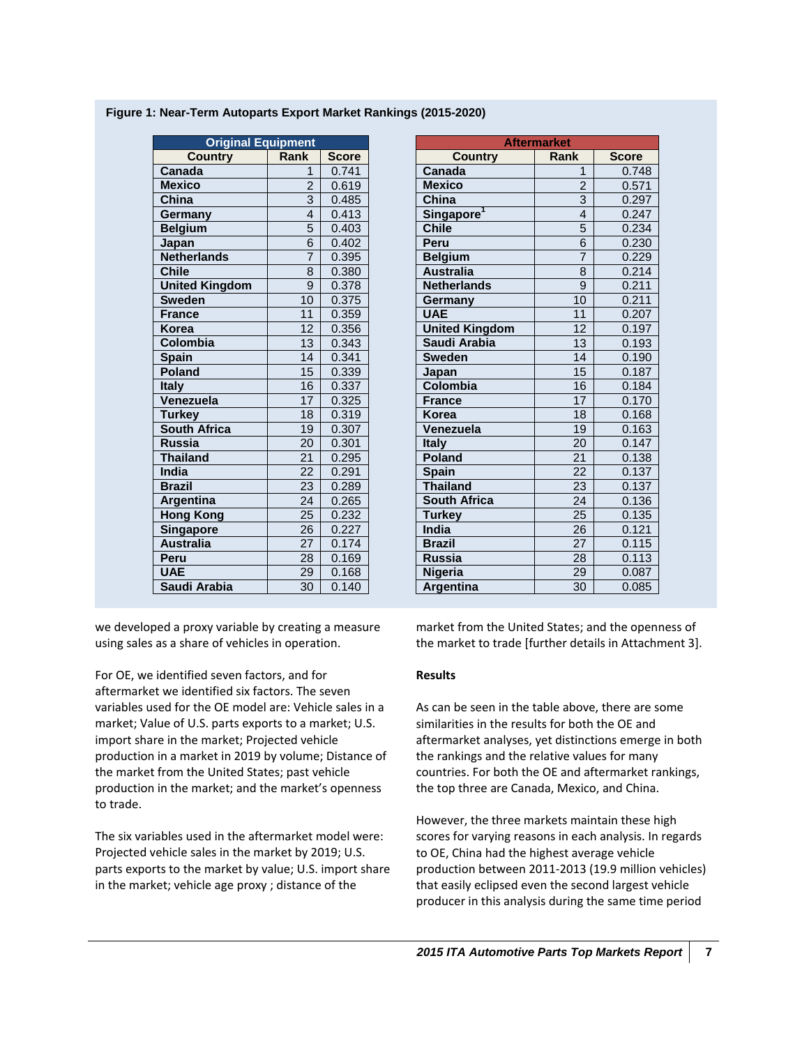**Figure 1: Near-Term Autoparts Export Market Rankings (2015-2020)**

| Original Equipment | | |
|---|---|---|
| **Country** | **Rank** | **Score** |
| Canada | 1 | 0.741 |
| Mexico | 2 | 0.619 |
| China | 3 | 0.485 |
| Germany | 4 | 0.413 |
| Belgium | 5 | 0.403 |
| Japan | 6 | 0.402 |
| Netherlands | 7 | 0.395 |
| Chile | 8 | 0.380 |
| United Kingdom | 9 | 0.378 |
| Sweden | 10 | 0.375 |
| France | 11 | 0.359 |
| Korea | 12 | 0.356 |
| Colombia | 13 | 0.343 |
| Spain | 14 | 0.341 |
| Poland | 15 | 0.339 |
| Italy | 16 | 0.337 |
| Venezuela | 17 | 0.325 |
| Turkey | 18 | 0.319 |
| South Africa | 19 | 0.307 |
| Russia | 20 | 0.301 |
| Thailand | 21 | 0.295 |
| India | 22 | 0.291 |
| Brazil | 23 | 0.289 |
| Argentina | 24 | 0.265 |
| Hong Kong | 25 | 0.232 |
| Singapore | 26 | 0.227 |
| Australia | 27 | 0.174 |
| Peru | 28 | 0.169 |
| UAE | 29 | 0.168 |
| Saudi Arabia | 30 | 0.140 |

| Aftermarket | | |
|---|---|---|
| **Country** | **Rank** | **Score** |
| Canada | 1 | 0.748 |
| Mexico | 2 | 0.571 |
| China | 3 | 0.297 |
| Singapore[1] | 4 | 0.247 |
| Chile | 5 | 0.234 |
| Peru | 6 | 0.230 |
| Belgium | 7 | 0.229 |
| Australia | 8 | 0.214 |
| Netherlands | 9 | 0.211 |
| Germany | 10 | 0.211 |
| UAE | 11 | 0.207 |
| United Kingdom | 12 | 0.197 |
| Saudi Arabia | 13 | 0.193 |
| Sweden | 14 | 0.190 |
| Japan | 15 | 0.187 |
| Colombia | 16 | 0.184 |
| France | 17 | 0.170 |
| Korea | 18 | 0.168 |
| Venezuela | 19 | 0.163 |
| Italy | 20 | 0.147 |
| Poland | 21 | 0.138 |
| Spain | 22 | 0.137 |
| Thailand | 23 | 0.137 |
| South Africa | 24 | 0.136 |
| Turkey | 25 | 0.135 |
| India | 26 | 0.121 |
| Brazil | 27 | 0.115 |
| Russia | 28 | 0.113 |
| Nigeria | 29 | 0.087 |
| Argentina | 30 | 0.085 |

we developed a proxy variable by creating a measure using sales as a share of vehicles in operation.

For OE, we identified seven factors, and for aftermarket we identified six factors. The seven variables used for the OE model are: Vehicle sales in a market; Value of U.S. parts exports to a market; U.S. import share in the market; Projected vehicle production in a market in 2019 by volume; Distance of the market from the United States; past vehicle production in the market; and the market's openness to trade.

The six variables used in the aftermarket model were: Projected vehicle sales in the market by 2019; U.S. parts exports to the market by value; U.S. import share in the market; vehicle age proxy ; distance of the market from the United States; and the openness of the market to trade [further details in Attachment 3].

**Results**

As can be seen in the table above, there are some similarities in the results for both the OE and aftermarket analyses, yet distinctions emerge in both the rankings and the relative values for many countries. For both the OE and aftermarket rankings, the top three are Canada, Mexico, and China.

However, the three markets maintain these high scores for varying reasons in each analysis. In regards to OE, China had the highest average vehicle production between 2011-2013 (19.9 million vehicles) that easily eclipsed even the second largest vehicle producer in this analysis during the same time period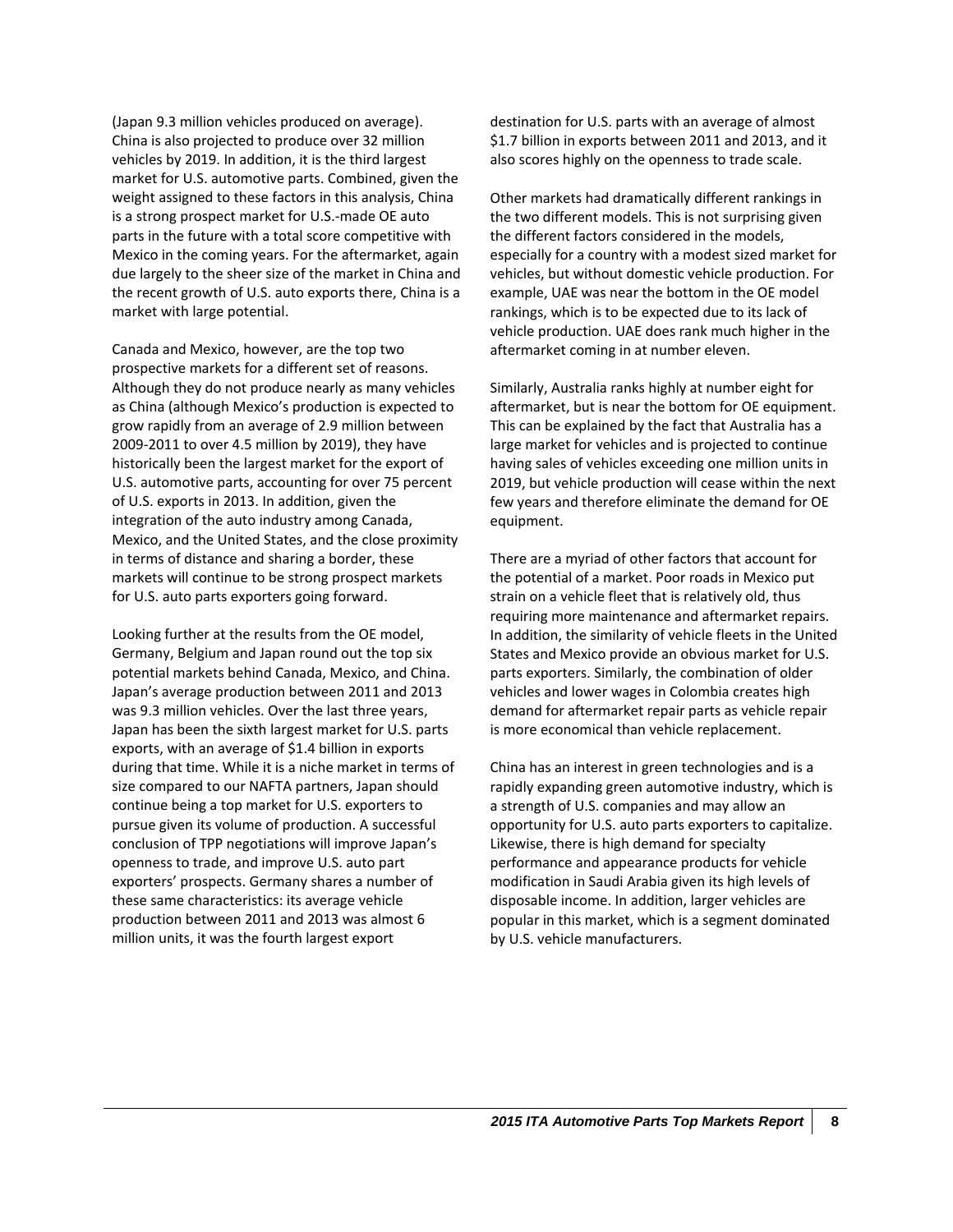(Japan 9.3 million vehicles produced on average). China is also projected to produce over 32 million vehicles by 2019. In addition, it is the third largest market for U.S. automotive parts. Combined, given the weight assigned to these factors in this analysis, China is a strong prospect market for U.S.-made OE auto parts in the future with a total score competitive with Mexico in the coming years. For the aftermarket, again due largely to the sheer size of the market in China and the recent growth of U.S. auto exports there, China is a market with large potential.

Canada and Mexico, however, are the top two prospective markets for a different set of reasons. Although they do not produce nearly as many vehicles as China (although Mexico's production is expected to grow rapidly from an average of 2.9 million between 2009-2011 to over 4.5 million by 2019), they have historically been the largest market for the export of U.S. automotive parts, accounting for over 75 percent of U.S. exports in 2013. In addition, given the integration of the auto industry among Canada, Mexico, and the United States, and the close proximity in terms of distance and sharing a border, these markets will continue to be strong prospect markets for U.S. auto parts exporters going forward.

Looking further at the results from the OE model, Germany, Belgium and Japan round out the top six potential markets behind Canada, Mexico, and China. Japan's average production between 2011 and 2013 was 9.3 million vehicles. Over the last three years, Japan has been the sixth largest market for U.S. parts exports, with an average of $1.4 billion in exports during that time. While it is a niche market in terms of size compared to our NAFTA partners, Japan should continue being a top market for U.S. exporters to pursue given its volume of production. A successful conclusion of TPP negotiations will improve Japan's openness to trade, and improve U.S. auto part exporters' prospects. Germany shares a number of these same characteristics: its average vehicle production between 2011 and 2013 was almost 6 million units, it was the fourth largest export destination for U.S. parts with an average of almost $1.7 billion in exports between 2011 and 2013, and it also scores highly on the openness to trade scale.

Other markets had dramatically different rankings in the two different models. This is not surprising given the different factors considered in the models, especially for a country with a modest sized market for vehicles, but without domestic vehicle production. For example, UAE was near the bottom in the OE model rankings, which is to be expected due to its lack of vehicle production. UAE does rank much higher in the aftermarket coming in at number eleven.

Similarly, Australia ranks highly at number eight for aftermarket, but is near the bottom for OE equipment. This can be explained by the fact that Australia has a large market for vehicles and is projected to continue having sales of vehicles exceeding one million units in 2019, but vehicle production will cease within the next few years and therefore eliminate the demand for OE equipment.

There are a myriad of other factors that account for the potential of a market. Poor roads in Mexico put strain on a vehicle fleet that is relatively old, thus requiring more maintenance and aftermarket repairs. In addition, the similarity of vehicle fleets in the United States and Mexico provide an obvious market for U.S. parts exporters. Similarly, the combination of older vehicles and lower wages in Colombia creates high demand for aftermarket repair parts as vehicle repair is more economical than vehicle replacement.

China has an interest in green technologies and is a rapidly expanding green automotive industry, which is a strength of U.S. companies and may allow an opportunity for U.S. auto parts exporters to capitalize. Likewise, there is high demand for specialty performance and appearance products for vehicle modification in Saudi Arabia given its high levels of disposable income. In addition, larger vehicles are popular in this market, which is a segment dominated by U.S. vehicle manufacturers.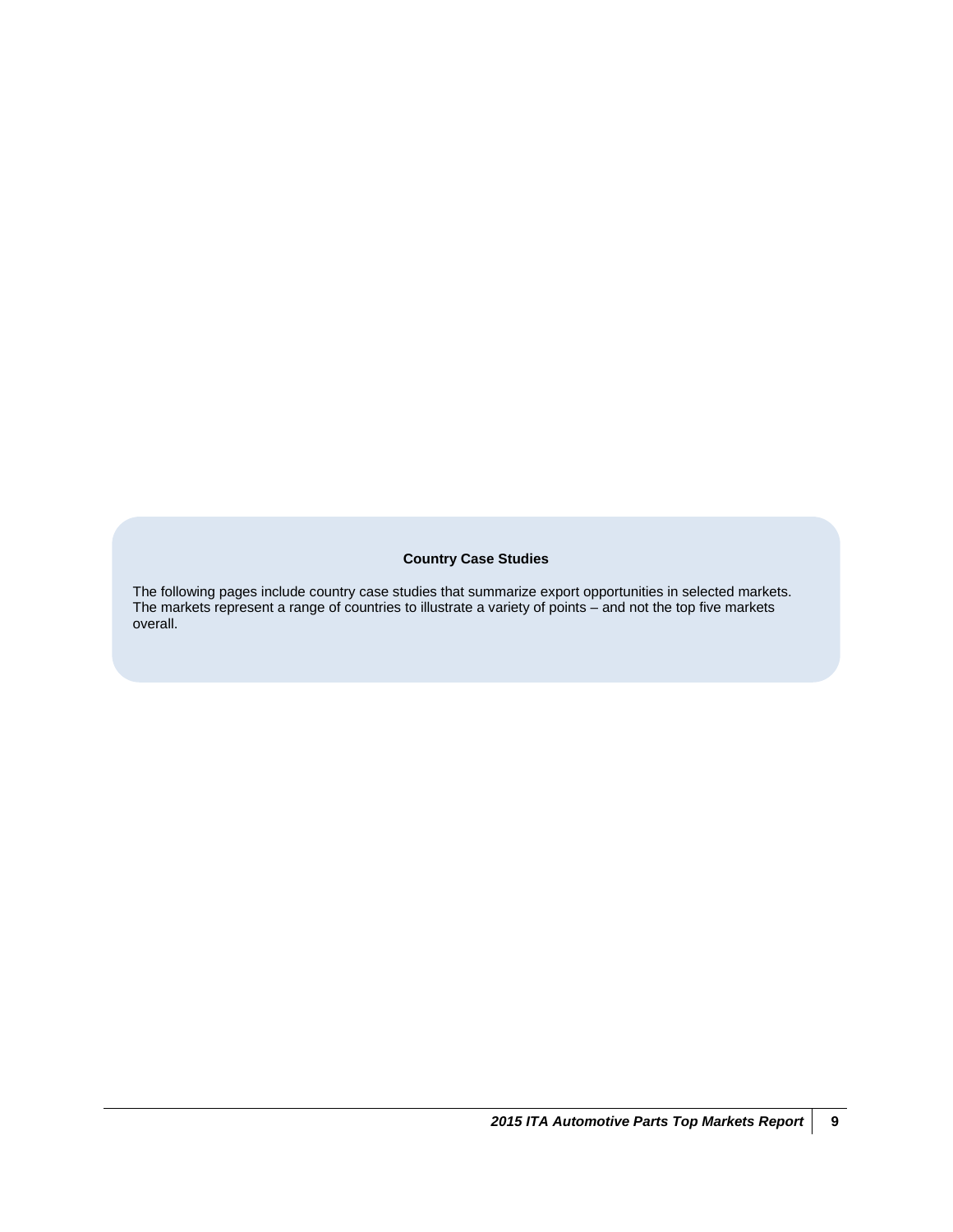## Country Case Studies

The following pages include country case studies that summarize export opportunities in selected markets. The markets represent a range of countries to illustrate a variety of points – and not the top five markets overall.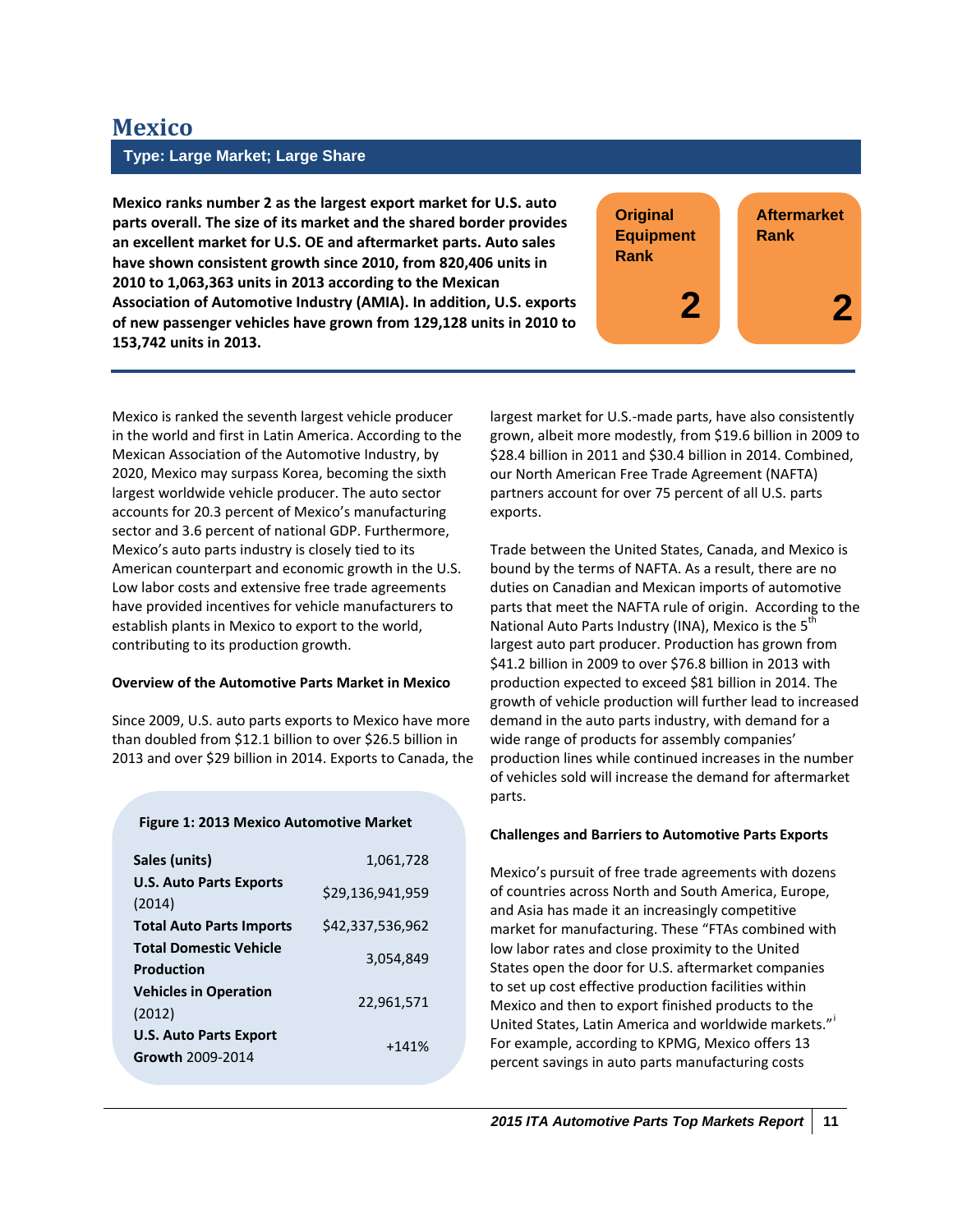# Mexico

**Type: Large Market; Large Share**

**Mexico ranks number 2 as the largest export market for U.S. auto parts overall. The size of its market and the shared border provides an excellent market for U.S. OE and aftermarket parts. Auto sales have shown consistent growth since 2010, from 820,406 units in 2010 to 1,063,363 units in 2013 according to the Mexican Association of Automotive Industry (AMIA). In addition, U.S. exports of new passenger vehicles have grown from 129,128 units in 2010 to 153,742 units in 2013.**

| Original Equipment Rank | Aftermarket Rank |
|---|---|
| 2 | 2 |

Mexico is ranked the seventh largest vehicle producer in the world and first in Latin America. According to the Mexican Association of the Automotive Industry, by 2020, Mexico may surpass Korea, becoming the sixth largest worldwide vehicle producer. The auto sector accounts for 20.3 percent of Mexico's manufacturing sector and 3.6 percent of national GDP. Furthermore, Mexico's auto parts industry is closely tied to its American counterpart and economic growth in the U.S. Low labor costs and extensive free trade agreements have provided incentives for vehicle manufacturers to establish plants in Mexico to export to the world, contributing to its production growth.

**Overview of the Automotive Parts Market in Mexico**

Since 2009, U.S. auto parts exports to Mexico have more than doubled from $12.1 billion to over $26.5 billion in 2013 and over $29 billion in 2014. Exports to Canada, the largest market for U.S.-made parts, have also consistently grown, albeit more modestly, from $19.6 billion in 2009 to $28.4 billion in 2011 and $30.4 billion in 2014. Combined, our North American Free Trade Agreement (NAFTA) partners account for over 75 percent of all U.S. parts exports.

**Figure 1: 2013 Mexico Automotive Market**

| | |
|---|---|
| **Sales (units)** | 1,061,728 |
| **U.S. Auto Parts Exports** (2014) | $29,136,941,959 |
| **Total Auto Parts Imports** | $42,337,536,962 |
| **Total Domestic Vehicle Production** | 3,054,849 |
| **Vehicles in Operation** (2012) | 22,961,571 |
| **U.S. Auto Parts Export Growth** 2009-2014 | +141% |

Trade between the United States, Canada, and Mexico is bound by the terms of NAFTA. As a result, there are no duties on Canadian and Mexican imports of automotive parts that meet the NAFTA rule of origin. According to the National Auto Parts Industry (INA), Mexico is the 5th largest auto part producer. Production has grown from $41.2 billion in 2009 to over $76.8 billion in 2013 with production expected to exceed $81 billion in 2014. The growth of vehicle production will further lead to increased demand in the auto parts industry, with demand for a wide range of products for assembly companies' production lines while continued increases in the number of vehicles sold will increase the demand for aftermarket parts.

**Challenges and Barriers to Automotive Parts Exports**

Mexico's pursuit of free trade agreements with dozens of countries across North and South America, Europe, and Asia has made it an increasingly competitive market for manufacturing. These "FTAs combined with low labor rates and close proximity to the United States open the door for U.S. aftermarket companies to set up cost effective production facilities within Mexico and then to export finished products to the United States, Latin America and worldwide markets."[i] For example, according to KPMG, Mexico offers 13 percent savings in auto parts manufacturing costs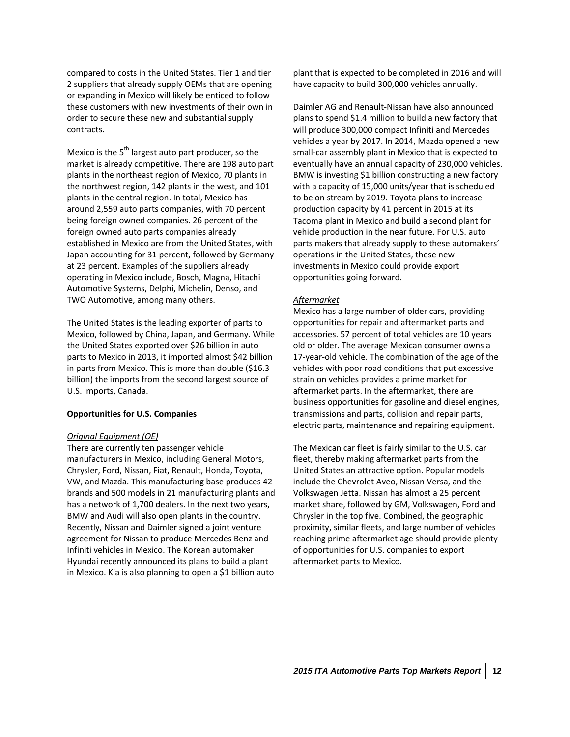compared to costs in the United States. Tier 1 and tier 2 suppliers that already supply OEMs that are opening or expanding in Mexico will likely be enticed to follow these customers with new investments of their own in order to secure these new and substantial supply contracts.

Mexico is the 5th largest auto part producer, so the market is already competitive. There are 198 auto part plants in the northeast region of Mexico, 70 plants in the northwest region, 142 plants in the west, and 101 plants in the central region. In total, Mexico has around 2,559 auto parts companies, with 70 percent being foreign owned companies. 26 percent of the foreign owned auto parts companies already established in Mexico are from the United States, with Japan accounting for 31 percent, followed by Germany at 23 percent. Examples of the suppliers already operating in Mexico include, Bosch, Magna, Hitachi Automotive Systems, Delphi, Michelin, Denso, and TWO Automotive, among many others.

The United States is the leading exporter of parts to Mexico, followed by China, Japan, and Germany. While the United States exported over $26 billion in auto parts to Mexico in 2013, it imported almost $42 billion in parts from Mexico. This is more than double ($16.3 billion) the imports from the second largest source of U.S. imports, Canada.

**Opportunities for U.S. Companies**

*Original Equipment (OE)*

There are currently ten passenger vehicle manufacturers in Mexico, including General Motors, Chrysler, Ford, Nissan, Fiat, Renault, Honda, Toyota, VW, and Mazda. This manufacturing base produces 42 brands and 500 models in 21 manufacturing plants and has a network of 1,700 dealers. In the next two years, BMW and Audi will also open plants in the country. Recently, Nissan and Daimler signed a joint venture agreement for Nissan to produce Mercedes Benz and Infiniti vehicles in Mexico. The Korean automaker Hyundai recently announced its plans to build a plant in Mexico. Kia is also planning to open a $1 billion auto plant that is expected to be completed in 2016 and will have capacity to build 300,000 vehicles annually.

Daimler AG and Renault-Nissan have also announced plans to spend $1.4 million to build a new factory that will produce 300,000 compact Infiniti and Mercedes vehicles a year by 2017. In 2014, Mazda opened a new small-car assembly plant in Mexico that is expected to eventually have an annual capacity of 230,000 vehicles. BMW is investing $1 billion constructing a new factory with a capacity of 15,000 units/year that is scheduled to be on stream by 2019. Toyota plans to increase production capacity by 41 percent in 2015 at its Tacoma plant in Mexico and build a second plant for vehicle production in the near future. For U.S. auto parts makers that already supply to these automakers' operations in the United States, these new investments in Mexico could provide export opportunities going forward.

*Aftermarket*

Mexico has a large number of older cars, providing opportunities for repair and aftermarket parts and accessories. 57 percent of total vehicles are 10 years old or older. The average Mexican consumer owns a 17-year-old vehicle. The combination of the age of the vehicles with poor road conditions that put excessive strain on vehicles provides a prime market for aftermarket parts. In the aftermarket, there are business opportunities for gasoline and diesel engines, transmissions and parts, collision and repair parts, electric parts, maintenance and repairing equipment.

The Mexican car fleet is fairly similar to the U.S. car fleet, thereby making aftermarket parts from the United States an attractive option. Popular models include the Chevrolet Aveo, Nissan Versa, and the Volkswagen Jetta. Nissan has almost a 25 percent market share, followed by GM, Volkswagen, Ford and Chrysler in the top five. Combined, the geographic proximity, similar fleets, and large number of vehicles reaching prime aftermarket age should provide plenty of opportunities for U.S. companies to export aftermarket parts to Mexico.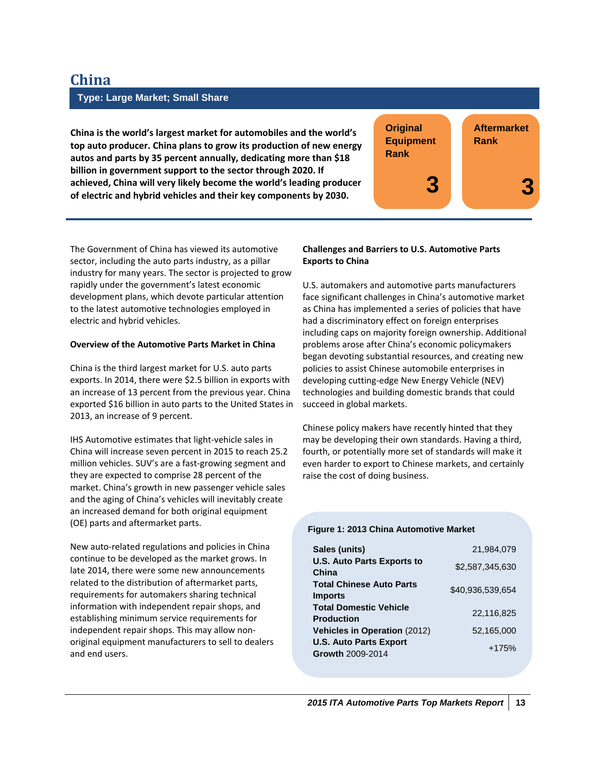# China

**Type: Large Market; Small Share**

**China is the world's largest market for automobiles and the world's top auto producer. China plans to grow its production of new energy autos and parts by 35 percent annually, dedicating more than $18 billion in government support to the sector through 2020. If achieved, China will very likely become the world's leading producer of electric and hybrid vehicles and their key components by 2030.**

| Original Equipment Rank | Aftermarket Rank |
| --- | --- |
| 3 | 3 |

The Government of China has viewed its automotive sector, including the auto parts industry, as a pillar industry for many years. The sector is projected to grow rapidly under the government's latest economic development plans, which devote particular attention to the latest automotive technologies employed in electric and hybrid vehicles.

**Overview of the Automotive Parts Market in China**

China is the third largest market for U.S. auto parts exports. In 2014, there were $2.5 billion in exports with an increase of 13 percent from the previous year. China exported $16 billion in auto parts to the United States in 2013, an increase of 9 percent.

IHS Automotive estimates that light-vehicle sales in China will increase seven percent in 2015 to reach 25.2 million vehicles. SUV's are a fast-growing segment and they are expected to comprise 28 percent of the market. China's growth in new passenger vehicle sales and the aging of China's vehicles will inevitably create an increased demand for both original equipment (OE) parts and aftermarket parts.

New auto-related regulations and policies in China continue to be developed as the market grows. In late 2014, there were some new announcements related to the distribution of aftermarket parts, requirements for automakers sharing technical information with independent repair shops, and establishing minimum service requirements for independent repair shops. This may allow non-original equipment manufacturers to sell to dealers and end users.

**Challenges and Barriers to U.S. Automotive Parts Exports to China**

U.S. automakers and automotive parts manufacturers face significant challenges in China's automotive market as China has implemented a series of policies that have had a discriminatory effect on foreign enterprises including caps on majority foreign ownership. Additional problems arose after China's economic policymakers began devoting substantial resources, and creating new policies to assist Chinese automobile enterprises in developing cutting-edge New Energy Vehicle (NEV) technologies and building domestic brands that could succeed in global markets.

Chinese policy makers have recently hinted that they may be developing their own standards. Having a third, fourth, or potentially more set of standards will make it even harder to export to Chinese markets, and certainly raise the cost of doing business.

**Figure 1: 2013 China Automotive Market**

| | |
| --- | --- |
| **Sales (units)** | 21,984,079 |
| **U.S. Auto Parts Exports to China** | $2,587,345,630 |
| **Total Chinese Auto Parts Imports** | $40,936,539,654 |
| **Total Domestic Vehicle Production** | 22,116,825 |
| **Vehicles in Operation** (2012) | 52,165,000 |
| **U.S. Auto Parts Export Growth** 2009-2014 | +175% |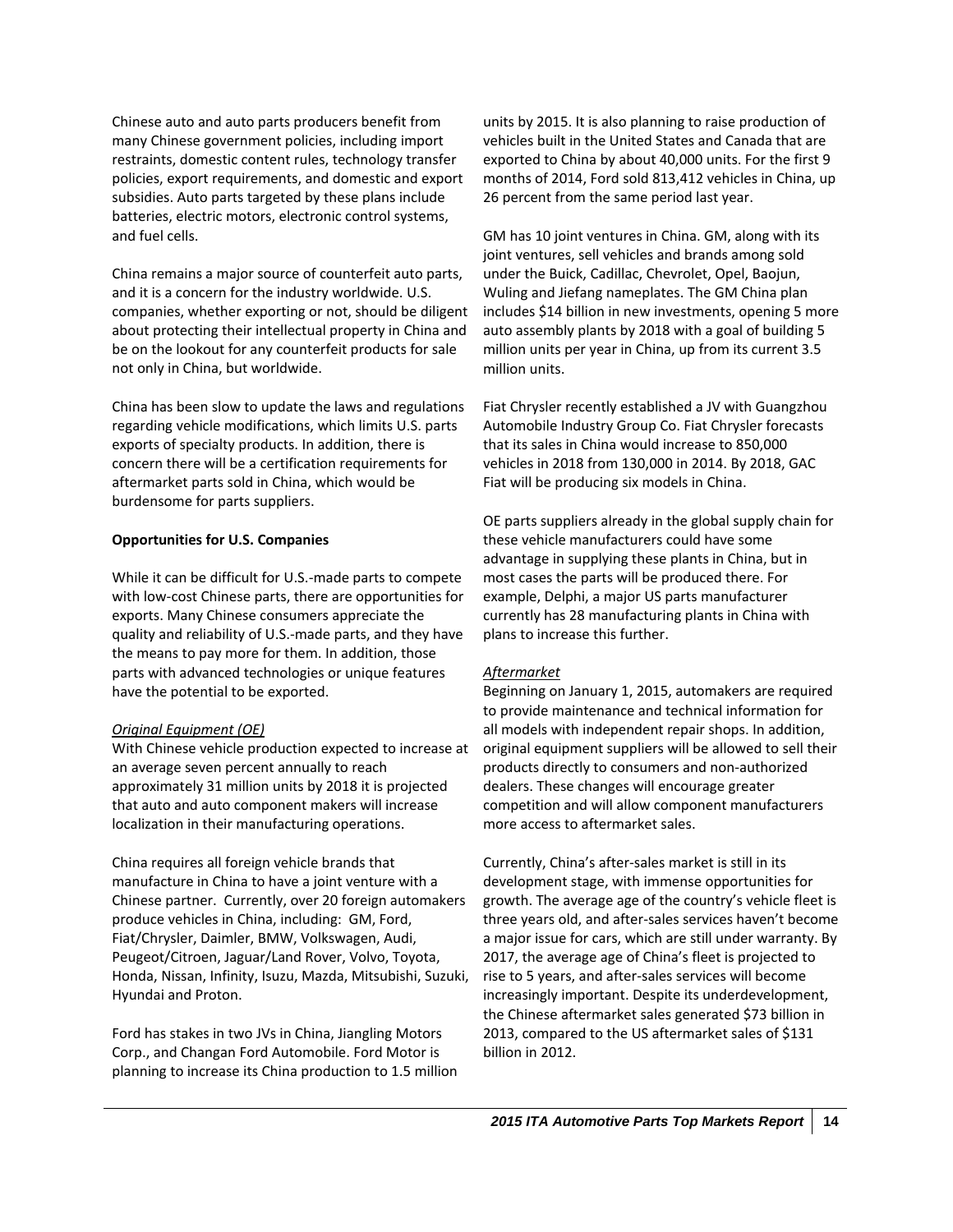Chinese auto and auto parts producers benefit from many Chinese government policies, including import restraints, domestic content rules, technology transfer policies, export requirements, and domestic and export subsidies. Auto parts targeted by these plans include batteries, electric motors, electronic control systems, and fuel cells.

China remains a major source of counterfeit auto parts, and it is a concern for the industry worldwide. U.S. companies, whether exporting or not, should be diligent about protecting their intellectual property in China and be on the lookout for any counterfeit products for sale not only in China, but worldwide.

China has been slow to update the laws and regulations regarding vehicle modifications, which limits U.S. parts exports of specialty products. In addition, there is concern there will be a certification requirements for aftermarket parts sold in China, which would be burdensome for parts suppliers.

**Opportunities for U.S. Companies**

While it can be difficult for U.S.-made parts to compete with low-cost Chinese parts, there are opportunities for exports. Many Chinese consumers appreciate the quality and reliability of U.S.-made parts, and they have the means to pay more for them. In addition, those parts with advanced technologies or unique features have the potential to be exported.

*Original Equipment (OE)*

With Chinese vehicle production expected to increase at an average seven percent annually to reach approximately 31 million units by 2018 it is projected that auto and auto component makers will increase localization in their manufacturing operations.

China requires all foreign vehicle brands that manufacture in China to have a joint venture with a Chinese partner. Currently, over 20 foreign automakers produce vehicles in China, including: GM, Ford, Fiat/Chrysler, Daimler, BMW, Volkswagen, Audi, Peugeot/Citroen, Jaguar/Land Rover, Volvo, Toyota, Honda, Nissan, Infinity, Isuzu, Mazda, Mitsubishi, Suzuki, Hyundai and Proton.

Ford has stakes in two JVs in China, Jiangling Motors Corp., and Changan Ford Automobile. Ford Motor is planning to increase its China production to 1.5 million units by 2015. It is also planning to raise production of vehicles built in the United States and Canada that are exported to China by about 40,000 units. For the first 9 months of 2014, Ford sold 813,412 vehicles in China, up 26 percent from the same period last year.

GM has 10 joint ventures in China. GM, along with its joint ventures, sell vehicles and brands among sold under the Buick, Cadillac, Chevrolet, Opel, Baojun, Wuling and Jiefang nameplates. The GM China plan includes $14 billion in new investments, opening 5 more auto assembly plants by 2018 with a goal of building 5 million units per year in China, up from its current 3.5 million units.

Fiat Chrysler recently established a JV with Guangzhou Automobile Industry Group Co. Fiat Chrysler forecasts that its sales in China would increase to 850,000 vehicles in 2018 from 130,000 in 2014. By 2018, GAC Fiat will be producing six models in China.

OE parts suppliers already in the global supply chain for these vehicle manufacturers could have some advantage in supplying these plants in China, but in most cases the parts will be produced there. For example, Delphi, a major US parts manufacturer currently has 28 manufacturing plants in China with plans to increase this further.

*Aftermarket*

Beginning on January 1, 2015, automakers are required to provide maintenance and technical information for all models with independent repair shops. In addition, original equipment suppliers will be allowed to sell their products directly to consumers and non-authorized dealers. These changes will encourage greater competition and will allow component manufacturers more access to aftermarket sales.

Currently, China's after-sales market is still in its development stage, with immense opportunities for growth. The average age of the country's vehicle fleet is three years old, and after-sales services haven't become a major issue for cars, which are still under warranty. By 2017, the average age of China's fleet is projected to rise to 5 years, and after-sales services will become increasingly important. Despite its underdevelopment, the Chinese aftermarket sales generated $73 billion in 2013, compared to the US aftermarket sales of $131 billion in 2012.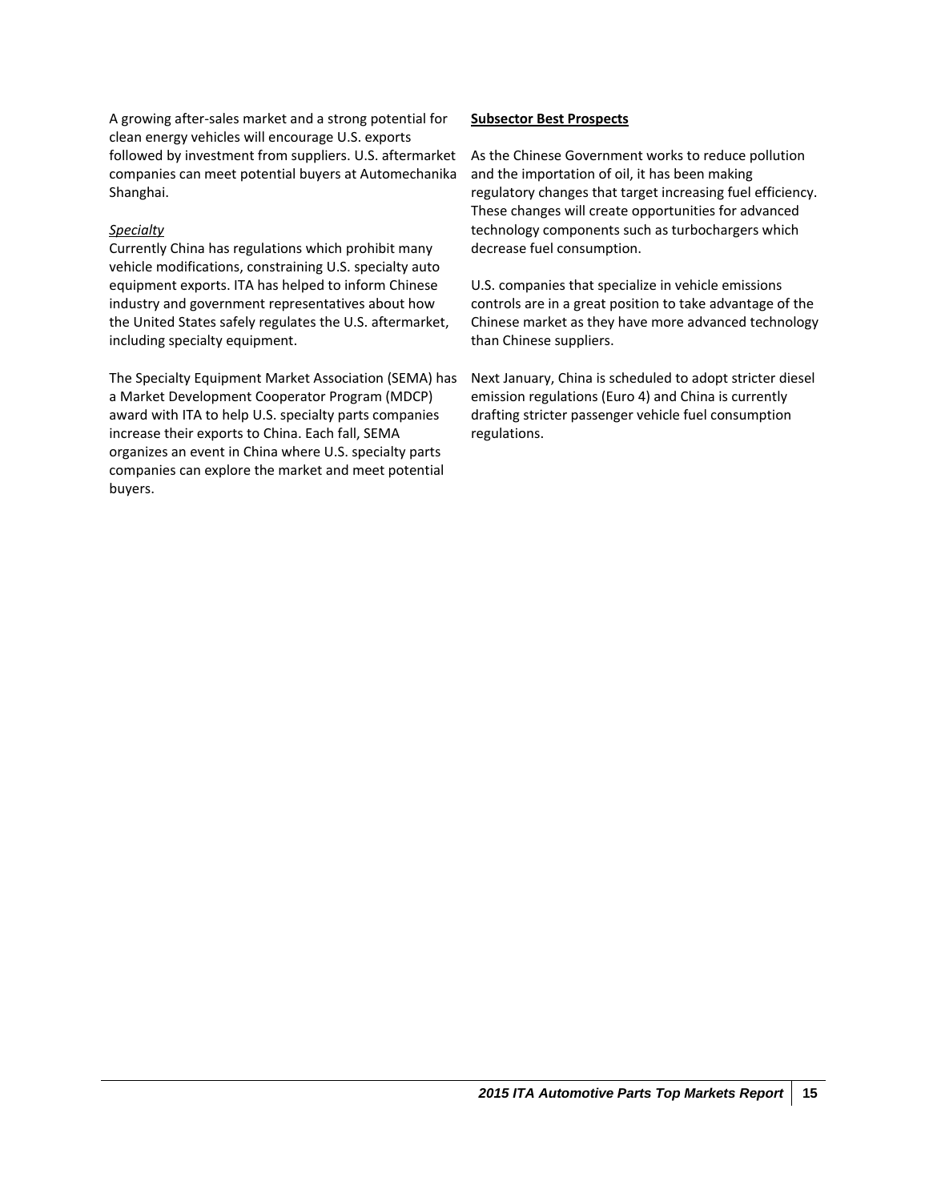A growing after-sales market and a strong potential for clean energy vehicles will encourage U.S. exports followed by investment from suppliers. U.S. aftermarket companies can meet potential buyers at Automechanika Shanghai.

*Specialty*

Currently China has regulations which prohibit many vehicle modifications, constraining U.S. specialty auto equipment exports. ITA has helped to inform Chinese industry and government representatives about how the United States safely regulates the U.S. aftermarket, including specialty equipment.

The Specialty Equipment Market Association (SEMA) has a Market Development Cooperator Program (MDCP) award with ITA to help U.S. specialty parts companies increase their exports to China. Each fall, SEMA organizes an event in China where U.S. specialty parts companies can explore the market and meet potential buyers.

**Subsector Best Prospects**

As the Chinese Government works to reduce pollution and the importation of oil, it has been making regulatory changes that target increasing fuel efficiency. These changes will create opportunities for advanced technology components such as turbochargers which decrease fuel consumption.

U.S. companies that specialize in vehicle emissions controls are in a great position to take advantage of the Chinese market as they have more advanced technology than Chinese suppliers.

Next January, China is scheduled to adopt stricter diesel emission regulations (Euro 4) and China is currently drafting stricter passenger vehicle fuel consumption regulations.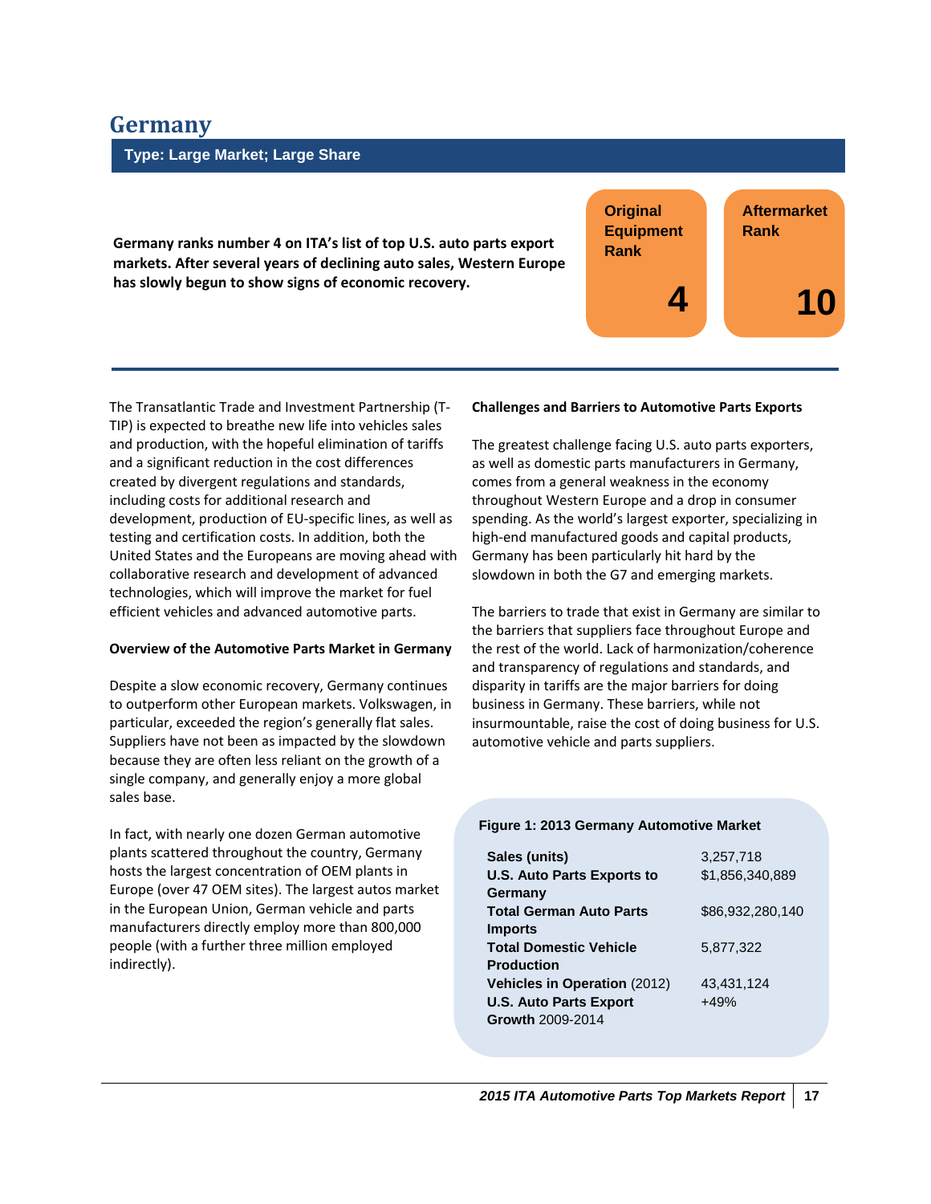# Germany

**Type: Large Market; Large Share**

**Germany ranks number 4 on ITA's list of top U.S. auto parts export markets. After several years of declining auto sales, Western Europe has slowly begun to show signs of economic recovery.**

| Original Equipment Rank | Aftermarket Rank |
|---|---|
| 4 | 10 |

The Transatlantic Trade and Investment Partnership (T-TIP) is expected to breathe new life into vehicles sales and production, with the hopeful elimination of tariffs and a significant reduction in the cost differences created by divergent regulations and standards, including costs for additional research and development, production of EU-specific lines, as well as testing and certification costs. In addition, both the United States and the Europeans are moving ahead with collaborative research and development of advanced technologies, which will improve the market for fuel efficient vehicles and advanced automotive parts.

**Overview of the Automotive Parts Market in Germany**

Despite a slow economic recovery, Germany continues to outperform other European markets. Volkswagen, in particular, exceeded the region's generally flat sales. Suppliers have not been as impacted by the slowdown because they are often less reliant on the growth of a single company, and generally enjoy a more global sales base.

In fact, with nearly one dozen German automotive plants scattered throughout the country, Germany hosts the largest concentration of OEM plants in Europe (over 47 OEM sites). The largest autos market in the European Union, German vehicle and parts manufacturers directly employ more than 800,000 people (with a further three million employed indirectly).

**Challenges and Barriers to Automotive Parts Exports**

The greatest challenge facing U.S. auto parts exporters, as well as domestic parts manufacturers in Germany, comes from a general weakness in the economy throughout Western Europe and a drop in consumer spending. As the world's largest exporter, specializing in high-end manufactured goods and capital products, Germany has been particularly hit hard by the slowdown in both the G7 and emerging markets.

The barriers to trade that exist in Germany are similar to the barriers that suppliers face throughout Europe and the rest of the world. Lack of harmonization/coherence and transparency of regulations and standards, and disparity in tariffs are the major barriers for doing business in Germany. These barriers, while not insurmountable, raise the cost of doing business for U.S. automotive vehicle and parts suppliers.

**Figure 1: 2013 Germany Automotive Market**

| | |
|---|---|
| **Sales (units)** | 3,257,718 |
| **U.S. Auto Parts Exports to Germany** | $1,856,340,889 |
| **Total German Auto Parts Imports** | $86,932,280,140 |
| **Total Domestic Vehicle Production** | 5,877,322 |
| **Vehicles in Operation** (2012) | 43,431,124 |
| **U.S. Auto Parts Export Growth** 2009-2014 | +49% |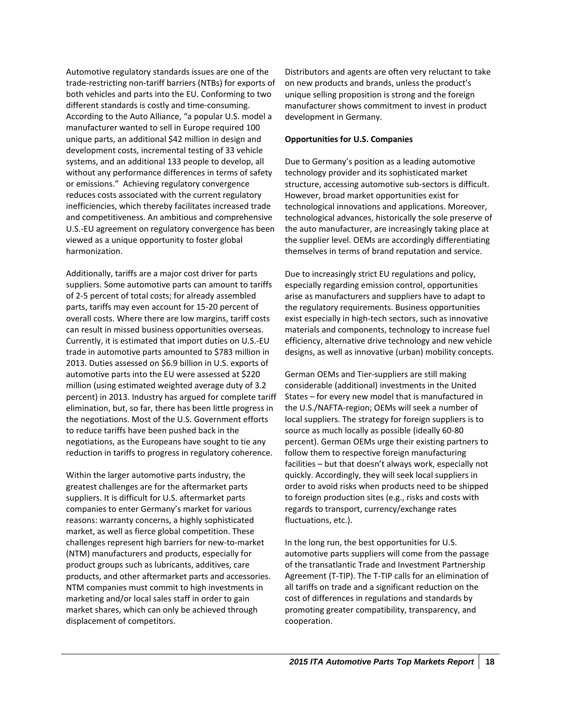Automotive regulatory standards issues are one of the trade-restricting non-tariff barriers (NTBs) for exports of both vehicles and parts into the EU. Conforming to two different standards is costly and time-consuming. According to the Auto Alliance, "a popular U.S. model a manufacturer wanted to sell in Europe required 100 unique parts, an additional $42 million in design and development costs, incremental testing of 33 vehicle systems, and an additional 133 people to develop, all without any performance differences in terms of safety or emissions." Achieving regulatory convergence reduces costs associated with the current regulatory inefficiencies, which thereby facilitates increased trade and competitiveness. An ambitious and comprehensive U.S.-EU agreement on regulatory convergence has been viewed as a unique opportunity to foster global harmonization.

Additionally, tariffs are a major cost driver for parts suppliers. Some automotive parts can amount to tariffs of 2-5 percent of total costs; for already assembled parts, tariffs may even account for 15-20 percent of overall costs. Where there are low margins, tariff costs can result in missed business opportunities overseas. Currently, it is estimated that import duties on U.S.-EU trade in automotive parts amounted to $783 million in 2013. Duties assessed on $6.9 billion in U.S. exports of automotive parts into the EU were assessed at $220 million (using estimated weighted average duty of 3.2 percent) in 2013. Industry has argued for complete tariff elimination, but, so far, there has been little progress in the negotiations. Most of the U.S. Government efforts to reduce tariffs have been pushed back in the negotiations, as the Europeans have sought to tie any reduction in tariffs to progress in regulatory coherence.

Within the larger automotive parts industry, the greatest challenges are for the aftermarket parts suppliers. It is difficult for U.S. aftermarket parts companies to enter Germany's market for various reasons: warranty concerns, a highly sophisticated market, as well as fierce global competition. These challenges represent high barriers for new-to-market (NTM) manufacturers and products, especially for product groups such as lubricants, additives, care products, and other aftermarket parts and accessories. NTM companies must commit to high investments in marketing and/or local sales staff in order to gain market shares, which can only be achieved through displacement of competitors.

Distributors and agents are often very reluctant to take on new products and brands, unless the product's unique selling proposition is strong and the foreign manufacturer shows commitment to invest in product development in Germany.

**Opportunities for U.S. Companies**

Due to Germany's position as a leading automotive technology provider and its sophisticated market structure, accessing automotive sub-sectors is difficult. However, broad market opportunities exist for technological innovations and applications. Moreover, technological advances, historically the sole preserve of the auto manufacturer, are increasingly taking place at the supplier level. OEMs are accordingly differentiating themselves in terms of brand reputation and service.

Due to increasingly strict EU regulations and policy, especially regarding emission control, opportunities arise as manufacturers and suppliers have to adapt to the regulatory requirements. Business opportunities exist especially in high-tech sectors, such as innovative materials and components, technology to increase fuel efficiency, alternative drive technology and new vehicle designs, as well as innovative (urban) mobility concepts.

German OEMs and Tier-suppliers are still making considerable (additional) investments in the United States – for every new model that is manufactured in the U.S./NAFTA-region; OEMs will seek a number of local suppliers. The strategy for foreign suppliers is to source as much locally as possible (ideally 60-80 percent). German OEMs urge their existing partners to follow them to respective foreign manufacturing facilities – but that doesn't always work, especially not quickly. Accordingly, they will seek local suppliers in order to avoid risks when products need to be shipped to foreign production sites (e.g., risks and costs with regards to transport, currency/exchange rates fluctuations, etc.).

In the long run, the best opportunities for U.S. automotive parts suppliers will come from the passage of the transatlantic Trade and Investment Partnership Agreement (T-TIP). The T-TIP calls for an elimination of all tariffs on trade and a significant reduction on the cost of differences in regulations and standards by promoting greater compatibility, transparency, and cooperation.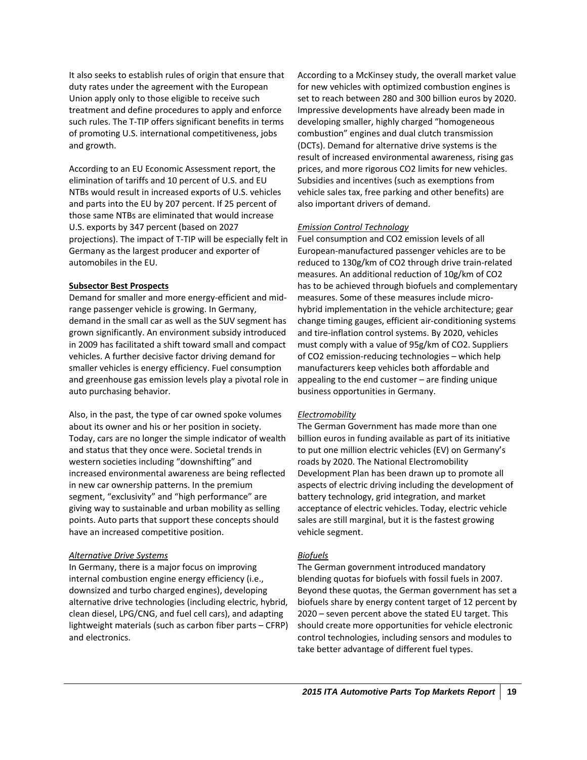It also seeks to establish rules of origin that ensure that duty rates under the agreement with the European Union apply only to those eligible to receive such treatment and define procedures to apply and enforce such rules. The T-TIP offers significant benefits in terms of promoting U.S. international competitiveness, jobs and growth.

According to an EU Economic Assessment report, the elimination of tariffs and 10 percent of U.S. and EU NTBs would result in increased exports of U.S. vehicles and parts into the EU by 207 percent. If 25 percent of those same NTBs are eliminated that would increase U.S. exports by 347 percent (based on 2027 projections). The impact of T-TIP will be especially felt in Germany as the largest producer and exporter of automobiles in the EU.

**Subsector Best Prospects**

Demand for smaller and more energy-efficient and mid-range passenger vehicle is growing. In Germany, demand in the small car as well as the SUV segment has grown significantly. An environment subsidy introduced in 2009 has facilitated a shift toward small and compact vehicles. A further decisive factor driving demand for smaller vehicles is energy efficiency. Fuel consumption and greenhouse gas emission levels play a pivotal role in auto purchasing behavior.

Also, in the past, the type of car owned spoke volumes about its owner and his or her position in society. Today, cars are no longer the simple indicator of wealth and status that they once were. Societal trends in western societies including "downshifting" and increased environmental awareness are being reflected in new car ownership patterns. In the premium segment, "exclusivity" and "high performance" are giving way to sustainable and urban mobility as selling points. Auto parts that support these concepts should have an increased competitive position.

*Alternative Drive Systems*

In Germany, there is a major focus on improving internal combustion engine energy efficiency (i.e., downsized and turbo charged engines), developing alternative drive technologies (including electric, hybrid, clean diesel, LPG/CNG, and fuel cell cars), and adapting lightweight materials (such as carbon fiber parts – CFRP) and electronics.

According to a McKinsey study, the overall market value for new vehicles with optimized combustion engines is set to reach between 280 and 300 billion euros by 2020. Impressive developments have already been made in developing smaller, highly charged "homogeneous combustion" engines and dual clutch transmission (DCTs). Demand for alternative drive systems is the result of increased environmental awareness, rising gas prices, and more rigorous $CO_2$ limits for new vehicles. Subsidies and incentives (such as exemptions from vehicle sales tax, free parking and other benefits) are also important drivers of demand.

*Emission Control Technology*

Fuel consumption and $CO_2$ emission levels of all European-manufactured passenger vehicles are to be reduced to 130g/km of $CO_2$ through drive train-related measures. An additional reduction of 10g/km of $CO_2$ has to be achieved through biofuels and complementary measures. Some of these measures include micro-hybrid implementation in the vehicle architecture; gear change timing gauges, efficient air-conditioning systems and tire-inflation control systems. By 2020, vehicles must comply with a value of 95g/km of $CO_2$. Suppliers of $CO_2$ emission-reducing technologies – which help manufacturers keep vehicles both affordable and appealing to the end customer – are finding unique business opportunities in Germany.

*Electromobility*

The German Government has made more than one billion euros in funding available as part of its initiative to put one million electric vehicles (EV) on Germany's roads by 2020. The National Electromobility Development Plan has been drawn up to promote all aspects of electric driving including the development of battery technology, grid integration, and market acceptance of electric vehicles. Today, electric vehicle sales are still marginal, but it is the fastest growing vehicle segment.

*Biofuels*

The German government introduced mandatory blending quotas for biofuels with fossil fuels in 2007. Beyond these quotas, the German government has set a biofuels share by energy content target of 12 percent by 2020 – seven percent above the stated EU target. This should create more opportunities for vehicle electronic control technologies, including sensors and modules to take better advantage of different fuel types.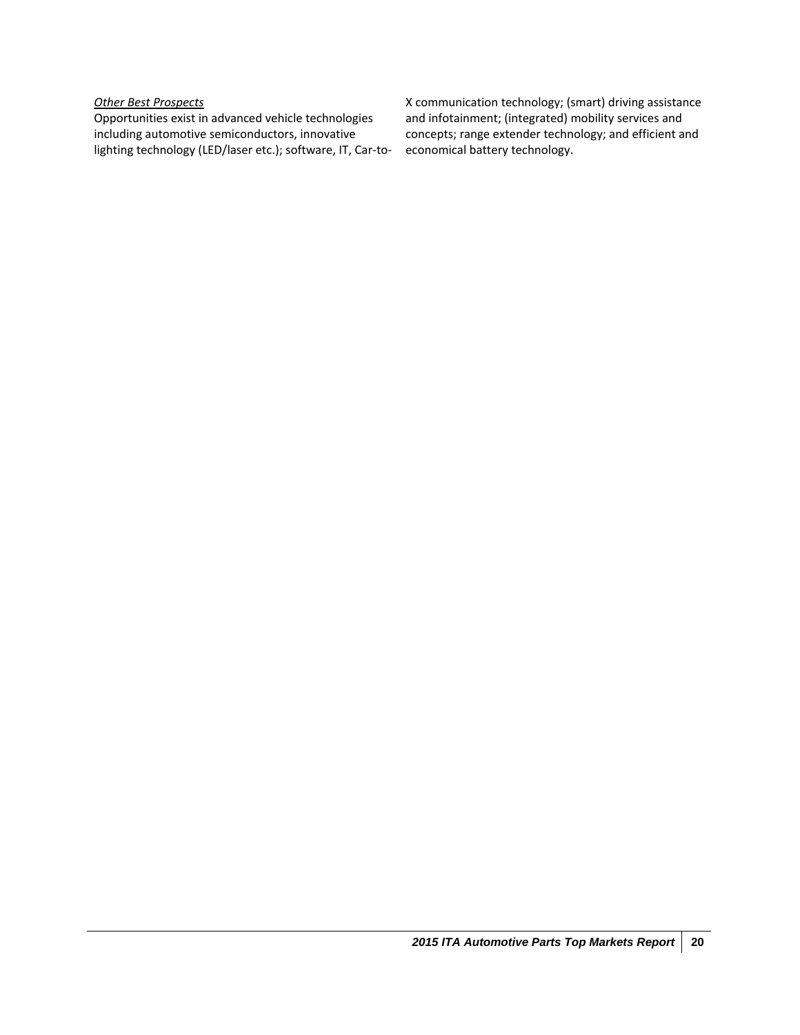*Other Best Prospects*

Opportunities exist in advanced vehicle technologies including automotive semiconductors, innovative lighting technology (LED/laser etc.); software, IT, Car-to-X communication technology; (smart) driving assistance and infotainment; (integrated) mobility services and concepts; range extender technology; and efficient and economical battery technology.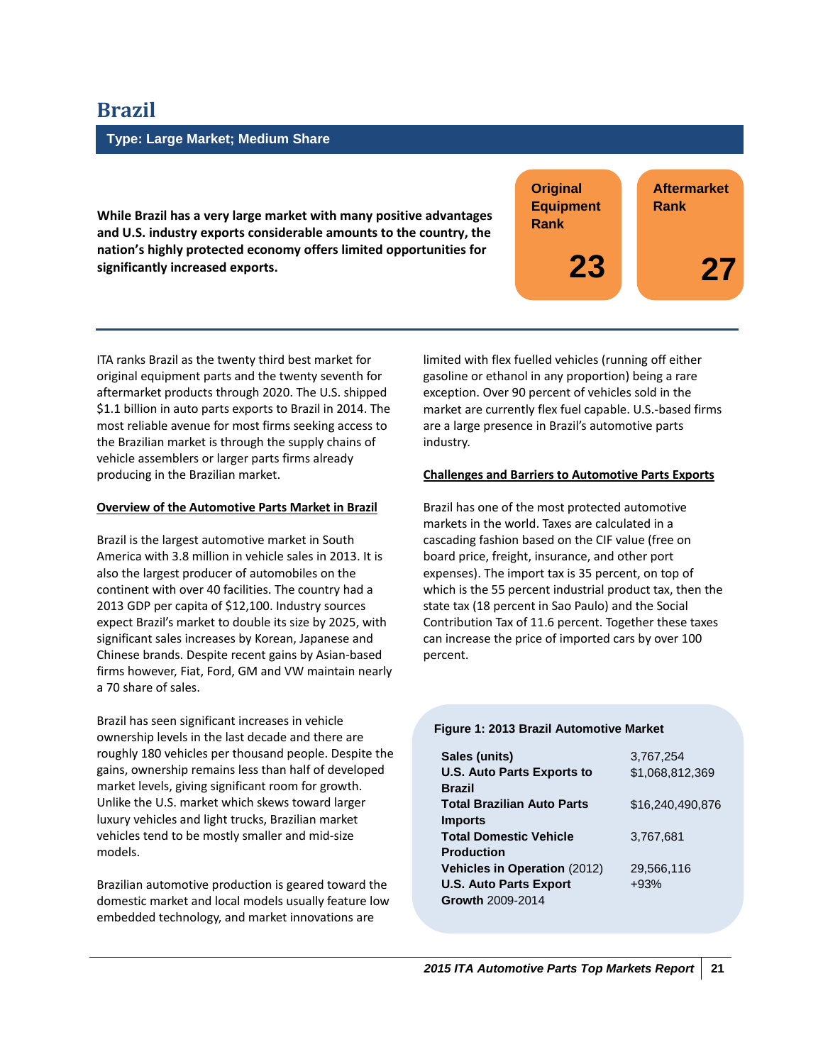# Brazil

**Type: Large Market; Medium Share**

**While Brazil has a very large market with many positive advantages and U.S. industry exports considerable amounts to the country, the nation's highly protected economy offers limited opportunities for significantly increased exports.**

| Original Equipment Rank | Aftermarket Rank |
|---|---|
| 23 | 27 |

ITA ranks Brazil as the twenty third best market for original equipment parts and the twenty seventh for aftermarket products through 2020. The U.S. shipped $1.1 billion in auto parts exports to Brazil in 2014. The most reliable avenue for most firms seeking access to the Brazilian market is through the supply chains of vehicle assemblers or larger parts firms already producing in the Brazilian market.

**Overview of the Automotive Parts Market in Brazil**

Brazil is the largest automotive market in South America with 3.8 million in vehicle sales in 2013. It is also the largest producer of automobiles on the continent with over 40 facilities. The country had a 2013 GDP per capita of $12,100. Industry sources expect Brazil's market to double its size by 2025, with significant sales increases by Korean, Japanese and Chinese brands. Despite recent gains by Asian-based firms however, Fiat, Ford, GM and VW maintain nearly a 70 share of sales.

Brazil has seen significant increases in vehicle ownership levels in the last decade and there are roughly 180 vehicles per thousand people. Despite the gains, ownership remains less than half of developed market levels, giving significant room for growth. Unlike the U.S. market which skews toward larger luxury vehicles and light trucks, Brazilian market vehicles tend to be mostly smaller and mid-size models.

Brazilian automotive production is geared toward the domestic market and local models usually feature low embedded technology, and market innovations are limited with flex fuelled vehicles (running off either gasoline or ethanol in any proportion) being a rare exception. Over 90 percent of vehicles sold in the market are currently flex fuel capable. U.S.-based firms are a large presence in Brazil's automotive parts industry.

**Challenges and Barriers to Automotive Parts Exports**

Brazil has one of the most protected automotive markets in the world. Taxes are calculated in a cascading fashion based on the CIF value (free on board price, freight, insurance, and other port expenses). The import tax is 35 percent, on top of which is the 55 percent industrial product tax, then the state tax (18 percent in Sao Paulo) and the Social Contribution Tax of 11.6 percent. Together these taxes can increase the price of imported cars by over 100 percent.

**Figure 1: 2013 Brazil Automotive Market**

| | |
|---|---|
| **Sales (units)** | 3,767,254 |
| **U.S. Auto Parts Exports to Brazil** | $1,068,812,369 |
| **Total Brazilian Auto Parts Imports** | $16,240,490,876 |
| **Total Domestic Vehicle Production** | 3,767,681 |
| **Vehicles in Operation** (2012) | 29,566,116 |
| **U.S. Auto Parts Export Growth** 2009-2014 | +93% |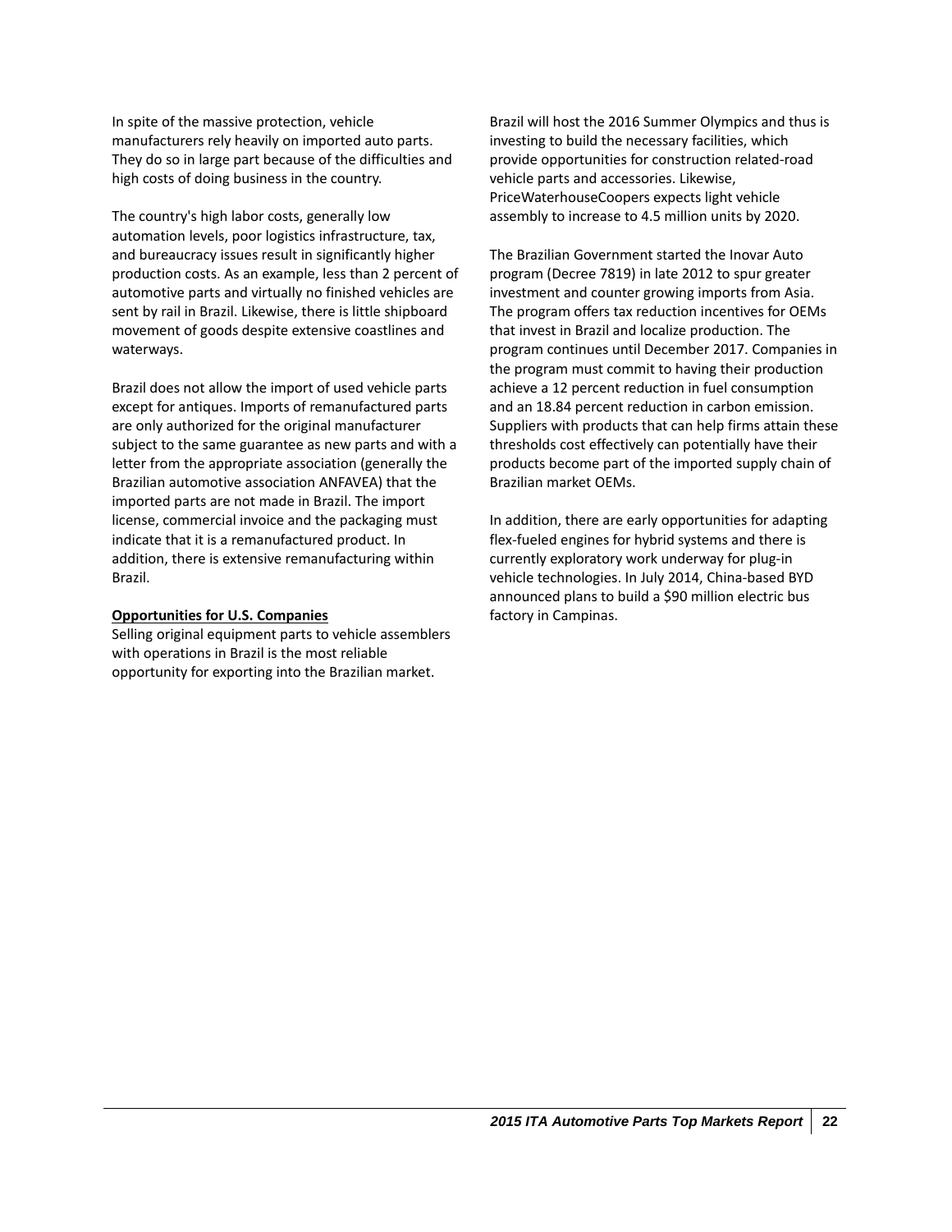In spite of the massive protection, vehicle manufacturers rely heavily on imported auto parts. They do so in large part because of the difficulties and high costs of doing business in the country.

The country's high labor costs, generally low automation levels, poor logistics infrastructure, tax, and bureaucracy issues result in significantly higher production costs. As an example, less than 2 percent of automotive parts and virtually no finished vehicles are sent by rail in Brazil. Likewise, there is little shipboard movement of goods despite extensive coastlines and waterways.

Brazil does not allow the import of used vehicle parts except for antiques. Imports of remanufactured parts are only authorized for the original manufacturer subject to the same guarantee as new parts and with a letter from the appropriate association (generally the Brazilian automotive association ANFAVEA) that the imported parts are not made in Brazil. The import license, commercial invoice and the packaging must indicate that it is a remanufactured product. In addition, there is extensive remanufacturing within Brazil.

**Opportunities for U.S. Companies**

Selling original equipment parts to vehicle assemblers with operations in Brazil is the most reliable opportunity for exporting into the Brazilian market.

Brazil will host the 2016 Summer Olympics and thus is investing to build the necessary facilities, which provide opportunities for construction related-road vehicle parts and accessories. Likewise, PriceWaterhouseCoopers expects light vehicle assembly to increase to 4.5 million units by 2020.

The Brazilian Government started the Inovar Auto program (Decree 7819) in late 2012 to spur greater investment and counter growing imports from Asia. The program offers tax reduction incentives for OEMs that invest in Brazil and localize production. The program continues until December 2017. Companies in the program must commit to having their production achieve a 12 percent reduction in fuel consumption and an 18.84 percent reduction in carbon emission. Suppliers with products that can help firms attain these thresholds cost effectively can potentially have their products become part of the imported supply chain of Brazilian market OEMs.

In addition, there are early opportunities for adapting flex-fueled engines for hybrid systems and there is currently exploratory work underway for plug-in vehicle technologies. In July 2014, China-based BYD announced plans to build a $90 million electric bus factory in Campinas.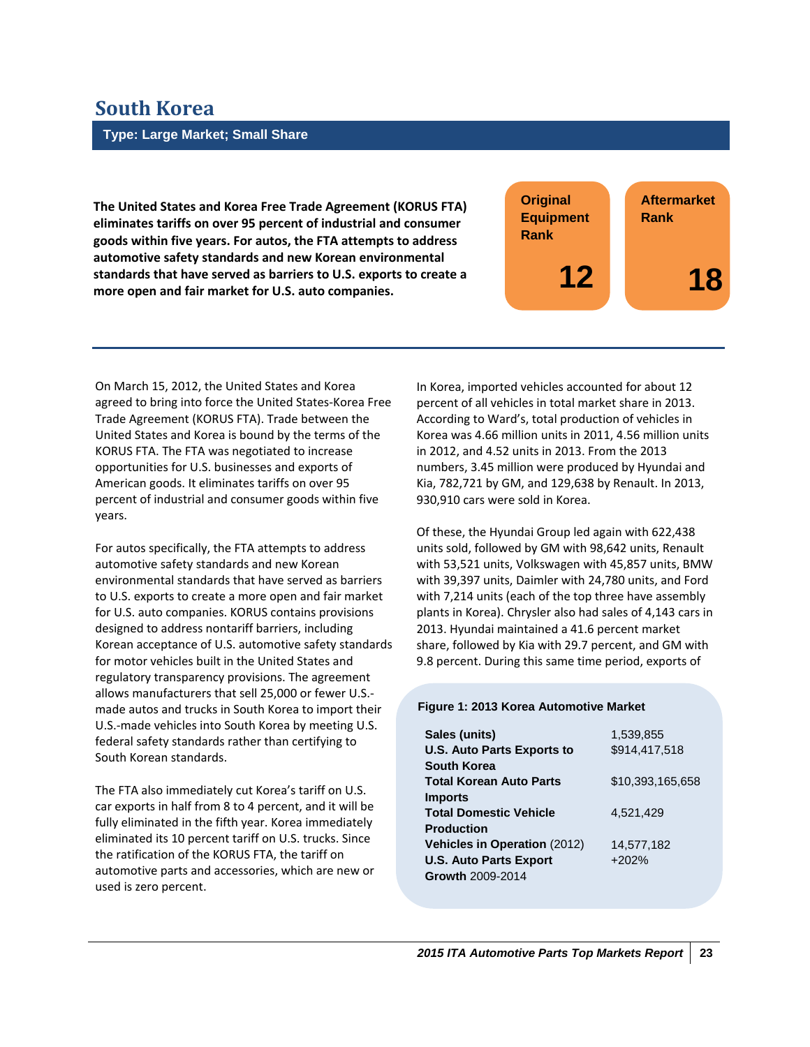# South Korea

**Type: Large Market; Small Share**

**The United States and Korea Free Trade Agreement (KORUS FTA) eliminates tariffs on over 95 percent of industrial and consumer goods within five years. For autos, the FTA attempts to address automotive safety standards and new Korean environmental standards that have served as barriers to U.S. exports to create a more open and fair market for U.S. auto companies.**

| Original Equipment Rank | Aftermarket Rank |
| --- | --- |
| 12 | 18 |

On March 15, 2012, the United States and Korea agreed to bring into force the United States-Korea Free Trade Agreement (KORUS FTA). Trade between the United States and Korea is bound by the terms of the KORUS FTA. The FTA was negotiated to increase opportunities for U.S. businesses and exports of American goods. It eliminates tariffs on over 95 percent of industrial and consumer goods within five years.

For autos specifically, the FTA attempts to address automotive safety standards and new Korean environmental standards that have served as barriers to U.S. exports to create a more open and fair market for U.S. auto companies. KORUS contains provisions designed to address nontariff barriers, including Korean acceptance of U.S. automotive safety standards for motor vehicles built in the United States and regulatory transparency provisions. The agreement allows manufacturers that sell 25,000 or fewer U.S.-made autos and trucks in South Korea to import their U.S.-made vehicles into South Korea by meeting U.S. federal safety standards rather than certifying to South Korean standards.

The FTA also immediately cut Korea's tariff on U.S. car exports in half from 8 to 4 percent, and it will be fully eliminated in the fifth year. Korea immediately eliminated its 10 percent tariff on U.S. trucks. Since the ratification of the KORUS FTA, the tariff on automotive parts and accessories, which are new or used is zero percent.

In Korea, imported vehicles accounted for about 12 percent of all vehicles in total market share in 2013. According to Ward's, total production of vehicles in Korea was 4.66 million units in 2011, 4.56 million units in 2012, and 4.52 units in 2013. From the 2013 numbers, 3.45 million were produced by Hyundai and Kia, 782,721 by GM, and 129,638 by Renault. In 2013, 930,910 cars were sold in Korea.

Of these, the Hyundai Group led again with 622,438 units sold, followed by GM with 98,642 units, Renault with 53,521 units, Volkswagen with 45,857 units, BMW with 39,397 units, Daimler with 24,780 units, and Ford with 7,214 units (each of the top three have assembly plants in Korea). Chrysler also had sales of 4,143 cars in 2013. Hyundai maintained a 41.6 percent market share, followed by Kia with 29.7 percent, and GM with 9.8 percent. During this same time period, exports of

**Figure 1: 2013 Korea Automotive Market**

| | |
| --- | --- |
| **Sales (units)** | 1,539,855 |
| **U.S. Auto Parts Exports to South Korea** | $914,417,518 |
| **Total Korean Auto Parts Imports** | $10,393,165,658 |
| **Total Domestic Vehicle Production** | 4,521,429 |
| **Vehicles in Operation** (2012) | 14,577,182 |
| **U.S. Auto Parts Export Growth** 2009-2014 | +202% |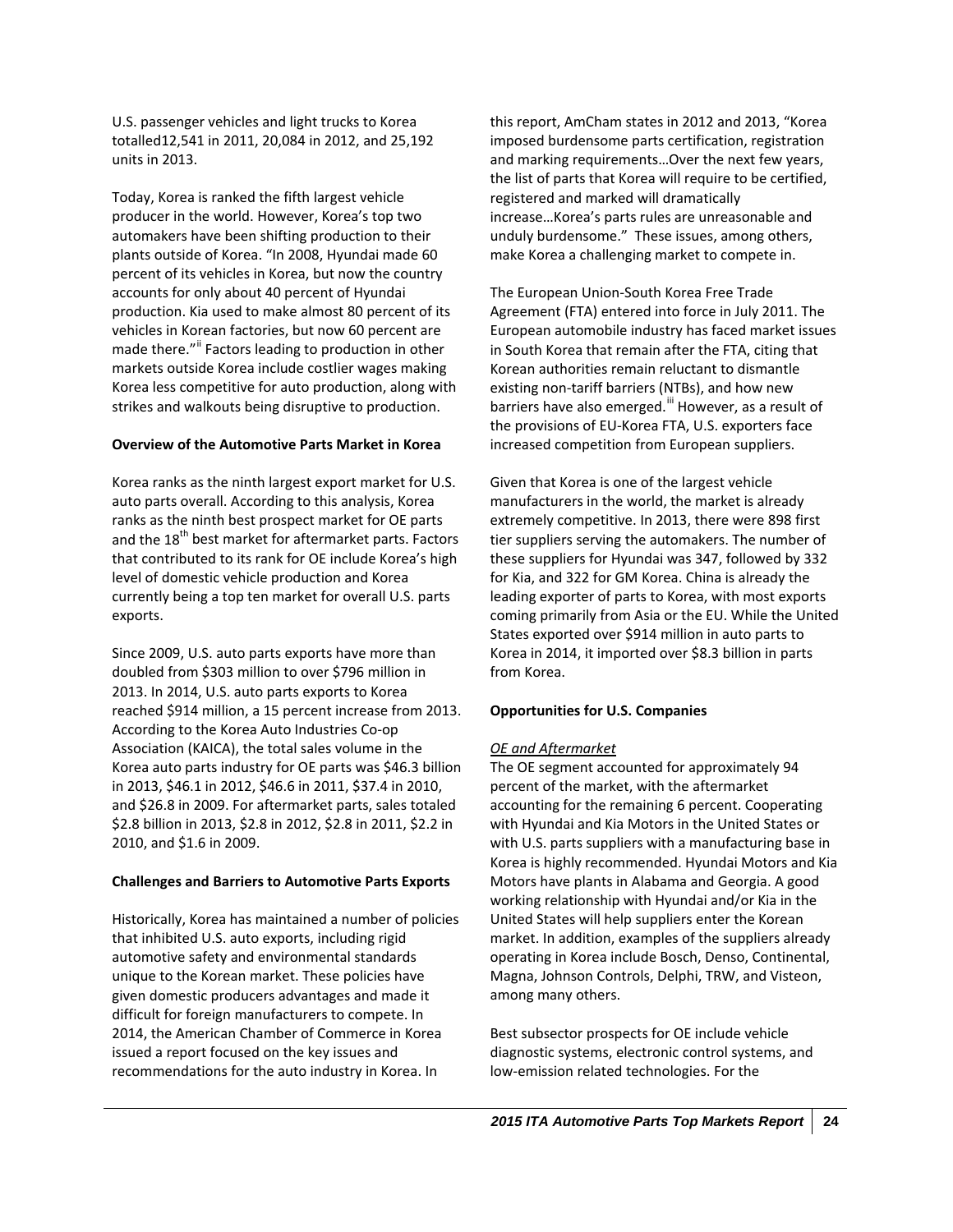U.S. passenger vehicles and light trucks to Korea totalled12,541 in 2011, 20,084 in 2012, and 25,192 units in 2013.

Today, Korea is ranked the fifth largest vehicle producer in the world. However, Korea's top two automakers have been shifting production to their plants outside of Korea. "In 2008, Hyundai made 60 percent of its vehicles in Korea, but now the country accounts for only about 40 percent of Hyundai production. Kia used to make almost 80 percent of its vehicles in Korean factories, but now 60 percent are made there."[ii] Factors leading to production in other markets outside Korea include costlier wages making Korea less competitive for auto production, along with strikes and walkouts being disruptive to production.

**Overview of the Automotive Parts Market in Korea**

Korea ranks as the ninth largest export market for U.S. auto parts overall. According to this analysis, Korea ranks as the ninth best prospect market for OE parts and the 18th best market for aftermarket parts. Factors that contributed to its rank for OE include Korea's high level of domestic vehicle production and Korea currently being a top ten market for overall U.S. parts exports.

Since 2009, U.S. auto parts exports have more than doubled from $303 million to over $796 million in 2013. In 2014, U.S. auto parts exports to Korea reached $914 million, a 15 percent increase from 2013. According to the Korea Auto Industries Co-op Association (KAICA), the total sales volume in the Korea auto parts industry for OE parts was $46.3 billion in 2013, $46.1 in 2012, $46.6 in 2011, $37.4 in 2010, and $26.8 in 2009. For aftermarket parts, sales totaled $2.8 billion in 2013, $2.8 in 2012, $2.8 in 2011, $2.2 in 2010, and $1.6 in 2009.

**Challenges and Barriers to Automotive Parts Exports**

Historically, Korea has maintained a number of policies that inhibited U.S. auto exports, including rigid automotive safety and environmental standards unique to the Korean market. These policies have given domestic producers advantages and made it difficult for foreign manufacturers to compete. In 2014, the American Chamber of Commerce in Korea issued a report focused on the key issues and recommendations for the auto industry in Korea. In this report, AmCham states in 2012 and 2013, "Korea imposed burdensome parts certification, registration and marking requirements…Over the next few years, the list of parts that Korea will require to be certified, registered and marked will dramatically increase…Korea's parts rules are unreasonable and unduly burdensome." These issues, among others, make Korea a challenging market to compete in.

The European Union-South Korea Free Trade Agreement (FTA) entered into force in July 2011. The European automobile industry has faced market issues in South Korea that remain after the FTA, citing that Korean authorities remain reluctant to dismantle existing non-tariff barriers (NTBs), and how new barriers have also emerged.[iii] However, as a result of the provisions of EU-Korea FTA, U.S. exporters face increased competition from European suppliers.

Given that Korea is one of the largest vehicle manufacturers in the world, the market is already extremely competitive. In 2013, there were 898 first tier suppliers serving the automakers. The number of these suppliers for Hyundai was 347, followed by 332 for Kia, and 322 for GM Korea. China is already the leading exporter of parts to Korea, with most exports coming primarily from Asia or the EU. While the United States exported over $914 million in auto parts to Korea in 2014, it imported over $8.3 billion in parts from Korea.

**Opportunities for U.S. Companies**

*OE and Aftermarket*

The OE segment accounted for approximately 94 percent of the market, with the aftermarket accounting for the remaining 6 percent. Cooperating with Hyundai and Kia Motors in the United States or with U.S. parts suppliers with a manufacturing base in Korea is highly recommended. Hyundai Motors and Kia Motors have plants in Alabama and Georgia. A good working relationship with Hyundai and/or Kia in the United States will help suppliers enter the Korean market. In addition, examples of the suppliers already operating in Korea include Bosch, Denso, Continental, Magna, Johnson Controls, Delphi, TRW, and Visteon, among many others.

Best subsector prospects for OE include vehicle diagnostic systems, electronic control systems, and low-emission related technologies. For the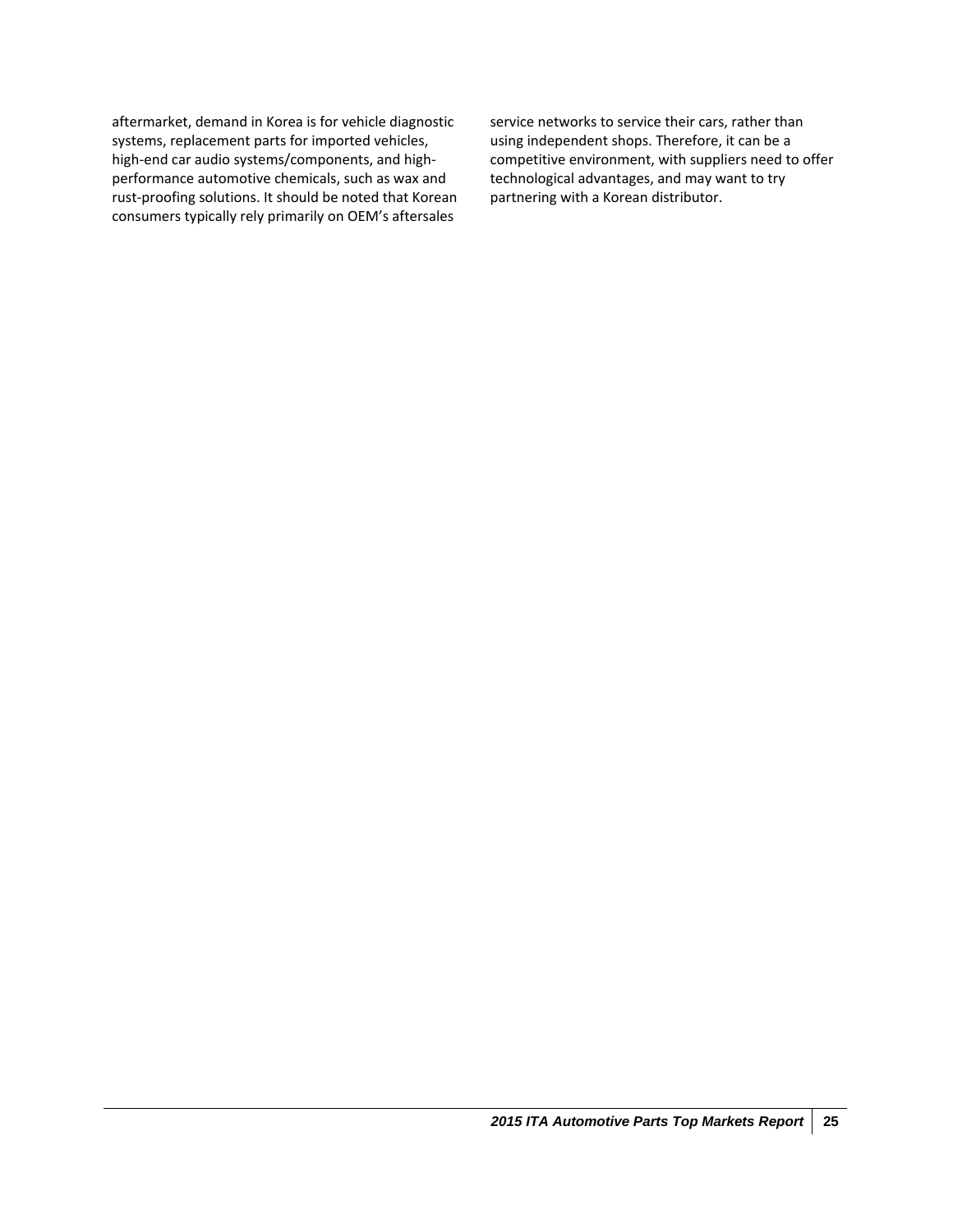aftermarket, demand in Korea is for vehicle diagnostic systems, replacement parts for imported vehicles, high-end car audio systems/components, and high-performance automotive chemicals, such as wax and rust-proofing solutions. It should be noted that Korean consumers typically rely primarily on OEM's aftersales service networks to service their cars, rather than using independent shops. Therefore, it can be a competitive environment, with suppliers need to offer technological advantages, and may want to try partnering with a Korean distributor.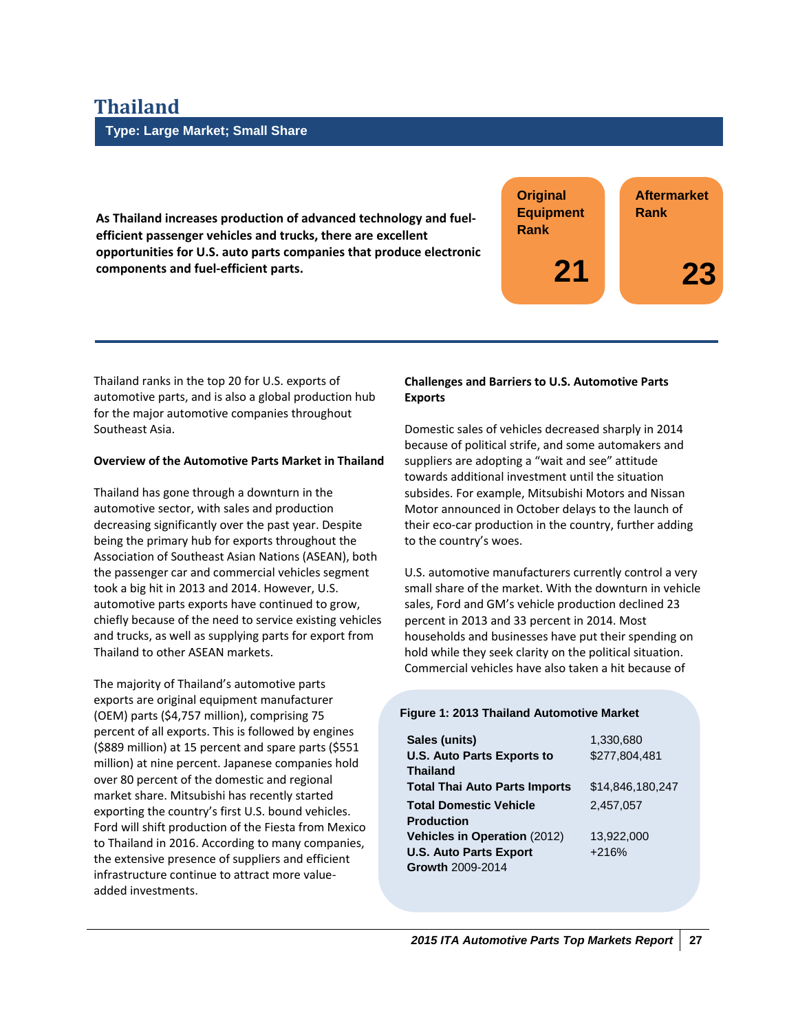# Thailand

**Type: Large Market; Small Share**

**As Thailand increases production of advanced technology and fuel-efficient passenger vehicles and trucks, there are excellent opportunities for U.S. auto parts companies that produce electronic components and fuel-efficient parts.**

| Original Equipment Rank | Aftermarket Rank |
| --- | --- |
| 21 | 23 |

Thailand ranks in the top 20 for U.S. exports of automotive parts, and is also a global production hub for the major automotive companies throughout Southeast Asia.

**Overview of the Automotive Parts Market in Thailand**

Thailand has gone through a downturn in the automotive sector, with sales and production decreasing significantly over the past year. Despite being the primary hub for exports throughout the Association of Southeast Asian Nations (ASEAN), both the passenger car and commercial vehicles segment took a big hit in 2013 and 2014. However, U.S. automotive parts exports have continued to grow, chiefly because of the need to service existing vehicles and trucks, as well as supplying parts for export from Thailand to other ASEAN markets.

The majority of Thailand's automotive parts exports are original equipment manufacturer (OEM) parts ($4,757 million), comprising 75 percent of all exports. This is followed by engines ($889 million) at 15 percent and spare parts ($551 million) at nine percent. Japanese companies hold over 80 percent of the domestic and regional market share. Mitsubishi has recently started exporting the country's first U.S. bound vehicles. Ford will shift production of the Fiesta from Mexico to Thailand in 2016. According to many companies, the extensive presence of suppliers and efficient infrastructure continue to attract more value-added investments.

**Challenges and Barriers to U.S. Automotive Parts Exports**

Domestic sales of vehicles decreased sharply in 2014 because of political strife, and some automakers and suppliers are adopting a "wait and see" attitude towards additional investment until the situation subsides. For example, Mitsubishi Motors and Nissan Motor announced in October delays to the launch of their eco-car production in the country, further adding to the country's woes.

U.S. automotive manufacturers currently control a very small share of the market. With the downturn in vehicle sales, Ford and GM's vehicle production declined 23 percent in 2013 and 33 percent in 2014. Most households and businesses have put their spending on hold while they seek clarity on the political situation. Commercial vehicles have also taken a hit because of

**Figure 1: 2013 Thailand Automotive Market**

| | |
| --- | --- |
| **Sales (units)** | 1,330,680 |
| **U.S. Auto Parts Exports to Thailand** | $277,804,481 |
| **Total Thai Auto Parts Imports** | $14,846,180,247 |
| **Total Domestic Vehicle Production** | 2,457,057 |
| **Vehicles in Operation** (2012) | 13,922,000 |
| **U.S. Auto Parts Export Growth** 2009-2014 | +216% |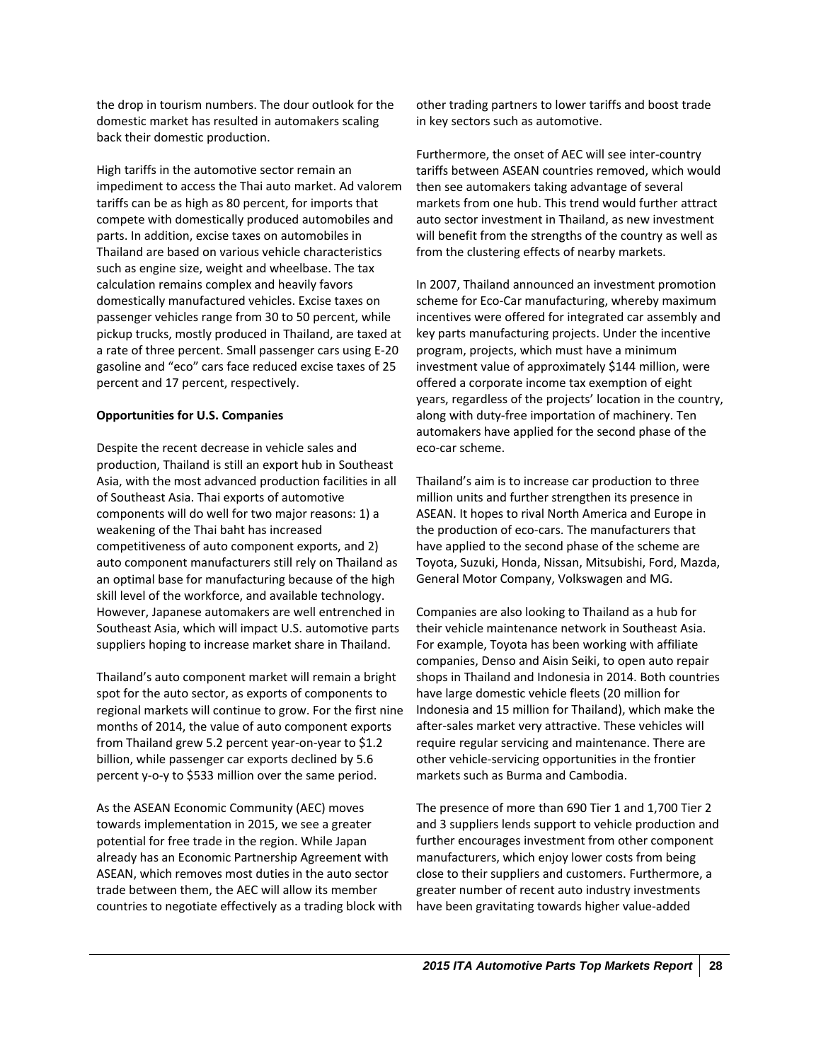the drop in tourism numbers. The dour outlook for the domestic market has resulted in automakers scaling back their domestic production.

High tariffs in the automotive sector remain an impediment to access the Thai auto market. Ad valorem tariffs can be as high as 80 percent, for imports that compete with domestically produced automobiles and parts. In addition, excise taxes on automobiles in Thailand are based on various vehicle characteristics such as engine size, weight and wheelbase. The tax calculation remains complex and heavily favors domestically manufactured vehicles. Excise taxes on passenger vehicles range from 30 to 50 percent, while pickup trucks, mostly produced in Thailand, are taxed at a rate of three percent. Small passenger cars using E-20 gasoline and "eco" cars face reduced excise taxes of 25 percent and 17 percent, respectively.

**Opportunities for U.S. Companies**

Despite the recent decrease in vehicle sales and production, Thailand is still an export hub in Southeast Asia, with the most advanced production facilities in all of Southeast Asia. Thai exports of automotive components will do well for two major reasons: 1) a weakening of the Thai baht has increased competitiveness of auto component exports, and 2) auto component manufacturers still rely on Thailand as an optimal base for manufacturing because of the high skill level of the workforce, and available technology. However, Japanese automakers are well entrenched in Southeast Asia, which will impact U.S. automotive parts suppliers hoping to increase market share in Thailand.

Thailand's auto component market will remain a bright spot for the auto sector, as exports of components to regional markets will continue to grow. For the first nine months of 2014, the value of auto component exports from Thailand grew 5.2 percent year-on-year to $1.2 billion, while passenger car exports declined by 5.6 percent y-o-y to $533 million over the same period.

As the ASEAN Economic Community (AEC) moves towards implementation in 2015, we see a greater potential for free trade in the region. While Japan already has an Economic Partnership Agreement with ASEAN, which removes most duties in the auto sector trade between them, the AEC will allow its member countries to negotiate effectively as a trading block with other trading partners to lower tariffs and boost trade in key sectors such as automotive.

Furthermore, the onset of AEC will see inter-country tariffs between ASEAN countries removed, which would then see automakers taking advantage of several markets from one hub. This trend would further attract auto sector investment in Thailand, as new investment will benefit from the strengths of the country as well as from the clustering effects of nearby markets.

In 2007, Thailand announced an investment promotion scheme for Eco-Car manufacturing, whereby maximum incentives were offered for integrated car assembly and key parts manufacturing projects. Under the incentive program, projects, which must have a minimum investment value of approximately $144 million, were offered a corporate income tax exemption of eight years, regardless of the projects' location in the country, along with duty-free importation of machinery. Ten automakers have applied for the second phase of the eco-car scheme.

Thailand's aim is to increase car production to three million units and further strengthen its presence in ASEAN. It hopes to rival North America and Europe in the production of eco-cars. The manufacturers that have applied to the second phase of the scheme are Toyota, Suzuki, Honda, Nissan, Mitsubishi, Ford, Mazda, General Motor Company, Volkswagen and MG.

Companies are also looking to Thailand as a hub for their vehicle maintenance network in Southeast Asia. For example, Toyota has been working with affiliate companies, Denso and Aisin Seiki, to open auto repair shops in Thailand and Indonesia in 2014. Both countries have large domestic vehicle fleets (20 million for Indonesia and 15 million for Thailand), which make the after-sales market very attractive. These vehicles will require regular servicing and maintenance. There are other vehicle-servicing opportunities in the frontier markets such as Burma and Cambodia.

The presence of more than 690 Tier 1 and 1,700 Tier 2 and 3 suppliers lends support to vehicle production and further encourages investment from other component manufacturers, which enjoy lower costs from being close to their suppliers and customers. Furthermore, a greater number of recent auto industry investments have been gravitating towards higher value-added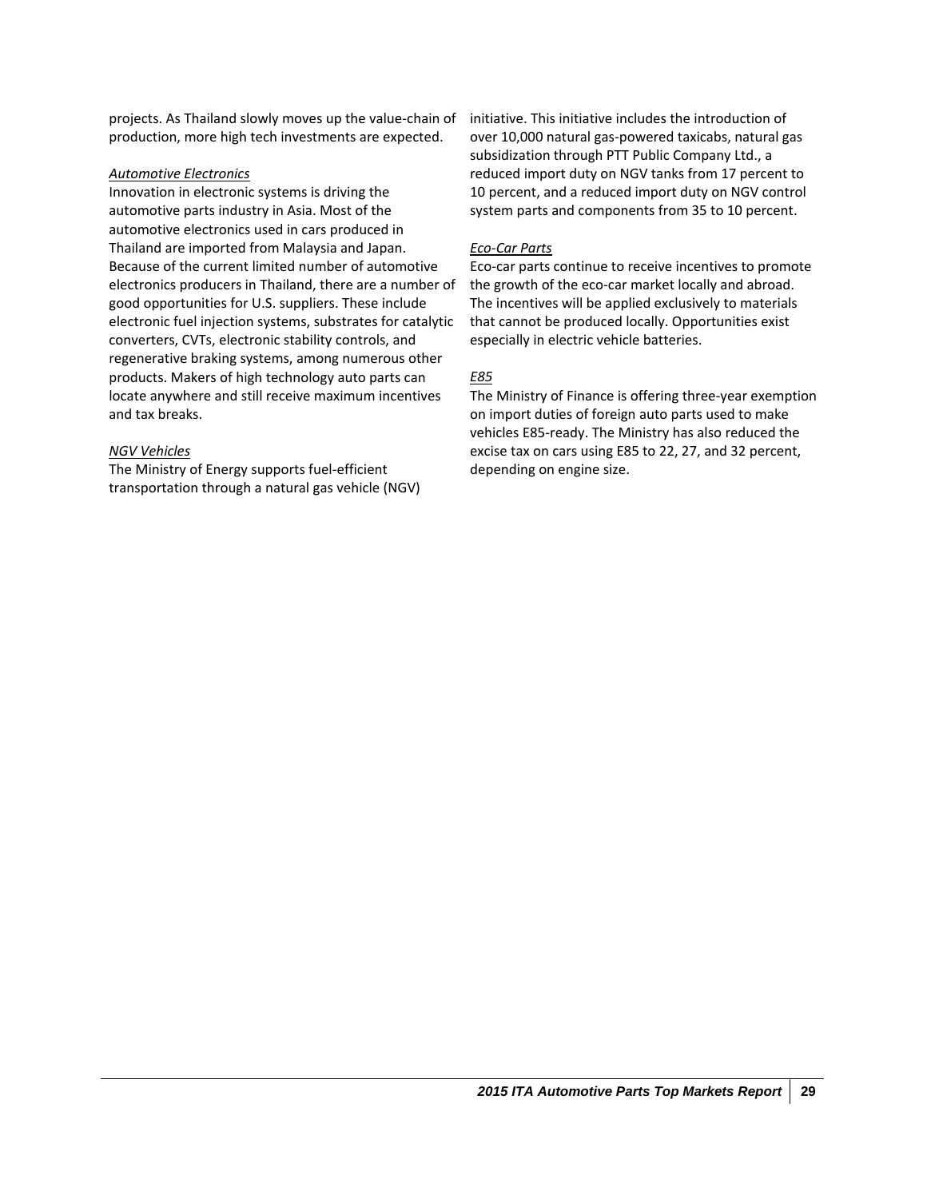projects. As Thailand slowly moves up the value-chain of production, more high tech investments are expected.

*Automotive Electronics*

Innovation in electronic systems is driving the automotive parts industry in Asia. Most of the automotive electronics used in cars produced in Thailand are imported from Malaysia and Japan. Because of the current limited number of automotive electronics producers in Thailand, there are a number of good opportunities for U.S. suppliers. These include electronic fuel injection systems, substrates for catalytic converters, CVTs, electronic stability controls, and regenerative braking systems, among numerous other products. Makers of high technology auto parts can locate anywhere and still receive maximum incentives and tax breaks.

*NGV Vehicles*

The Ministry of Energy supports fuel-efficient transportation through a natural gas vehicle (NGV) initiative. This initiative includes the introduction of over 10,000 natural gas-powered taxicabs, natural gas subsidization through PTT Public Company Ltd., a reduced import duty on NGV tanks from 17 percent to 10 percent, and a reduced import duty on NGV control system parts and components from 35 to 10 percent.

*Eco-Car Parts*

Eco-car parts continue to receive incentives to promote the growth of the eco-car market locally and abroad. The incentives will be applied exclusively to materials that cannot be produced locally. Opportunities exist especially in electric vehicle batteries.

*E85*

The Ministry of Finance is offering three-year exemption on import duties of foreign auto parts used to make vehicles E85-ready. The Ministry has also reduced the excise tax on cars using E85 to 22, 27, and 32 percent, depending on engine size.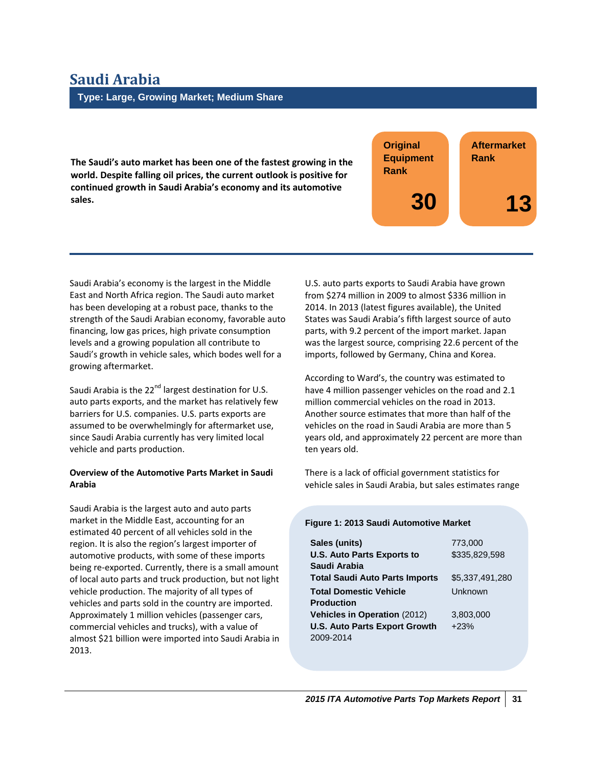# Saudi Arabia

**Type: Large, Growing Market; Medium Share**

**The Saudi's auto market has been one of the fastest growing in the world. Despite falling oil prices, the current outlook is positive for continued growth in Saudi Arabia's economy and its automotive sales.**

| Original Equipment Rank | Aftermarket Rank |
|---|---|
| 30 | 13 |

Saudi Arabia's economy is the largest in the Middle East and North Africa region. The Saudi auto market has been developing at a robust pace, thanks to the strength of the Saudi Arabian economy, favorable auto financing, low gas prices, high private consumption levels and a growing population all contribute to Saudi's growth in vehicle sales, which bodes well for a growing aftermarket.

Saudi Arabia is the 22nd largest destination for U.S. auto parts exports, and the market has relatively few barriers for U.S. companies. U.S. parts exports are assumed to be overwhelmingly for aftermarket use, since Saudi Arabia currently has very limited local vehicle and parts production.

**Overview of the Automotive Parts Market in Saudi Arabia**

Saudi Arabia is the largest auto and auto parts market in the Middle East, accounting for an estimated 40 percent of all vehicles sold in the region. It is also the region's largest importer of automotive products, with some of these imports being re-exported. Currently, there is a small amount of local auto parts and truck production, but not light vehicle production. The majority of all types of vehicles and parts sold in the country are imported. Approximately 1 million vehicles (passenger cars, commercial vehicles and trucks), with a value of almost $21 billion were imported into Saudi Arabia in 2013.

U.S. auto parts exports to Saudi Arabia have grown from $274 million in 2009 to almost $336 million in 2014. In 2013 (latest figures available), the United States was Saudi Arabia's fifth largest source of auto parts, with 9.2 percent of the import market. Japan was the largest source, comprising 22.6 percent of the imports, followed by Germany, China and Korea.

According to Ward's, the country was estimated to have 4 million passenger vehicles on the road and 2.1 million commercial vehicles on the road in 2013. Another source estimates that more than half of the vehicles on the road in Saudi Arabia are more than 5 years old, and approximately 22 percent are more than ten years old.

There is a lack of official government statistics for vehicle sales in Saudi Arabia, but sales estimates range

**Figure 1: 2013 Saudi Automotive Market**

| | |
|---|---|
| **Sales (units)** | 773,000 |
| **U.S. Auto Parts Exports to Saudi Arabia** | $335,829,598 |
| **Total Saudi Auto Parts Imports** | $5,337,491,280 |
| **Total Domestic Vehicle Production** | Unknown |
| **Vehicles in Operation** (2012) | 3,803,000 |
| **U.S. Auto Parts Export Growth** 2009-2014 | +23% |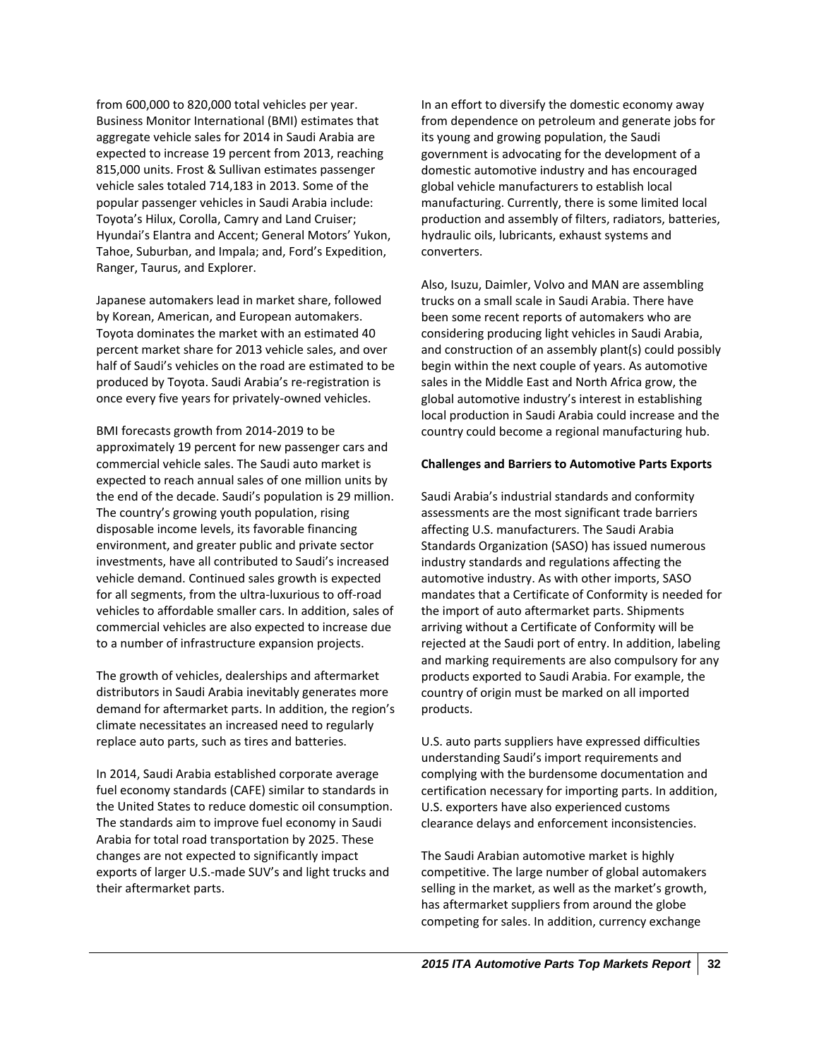from 600,000 to 820,000 total vehicles per year. Business Monitor International (BMI) estimates that aggregate vehicle sales for 2014 in Saudi Arabia are expected to increase 19 percent from 2013, reaching 815,000 units. Frost & Sullivan estimates passenger vehicle sales totaled 714,183 in 2013. Some of the popular passenger vehicles in Saudi Arabia include: Toyota's Hilux, Corolla, Camry and Land Cruiser; Hyundai's Elantra and Accent; General Motors' Yukon, Tahoe, Suburban, and Impala; and, Ford's Expedition, Ranger, Taurus, and Explorer.

Japanese automakers lead in market share, followed by Korean, American, and European automakers. Toyota dominates the market with an estimated 40 percent market share for 2013 vehicle sales, and over half of Saudi's vehicles on the road are estimated to be produced by Toyota. Saudi Arabia's re-registration is once every five years for privately-owned vehicles.

BMI forecasts growth from 2014-2019 to be approximately 19 percent for new passenger cars and commercial vehicle sales. The Saudi auto market is expected to reach annual sales of one million units by the end of the decade. Saudi's population is 29 million. The country's growing youth population, rising disposable income levels, its favorable financing environment, and greater public and private sector investments, have all contributed to Saudi's increased vehicle demand. Continued sales growth is expected for all segments, from the ultra-luxurious to off-road vehicles to affordable smaller cars. In addition, sales of commercial vehicles are also expected to increase due to a number of infrastructure expansion projects.

The growth of vehicles, dealerships and aftermarket distributors in Saudi Arabia inevitably generates more demand for aftermarket parts. In addition, the region's climate necessitates an increased need to regularly replace auto parts, such as tires and batteries.

In 2014, Saudi Arabia established corporate average fuel economy standards (CAFE) similar to standards in the United States to reduce domestic oil consumption. The standards aim to improve fuel economy in Saudi Arabia for total road transportation by 2025. These changes are not expected to significantly impact exports of larger U.S.-made SUV's and light trucks and their aftermarket parts.

In an effort to diversify the domestic economy away from dependence on petroleum and generate jobs for its young and growing population, the Saudi government is advocating for the development of a domestic automotive industry and has encouraged global vehicle manufacturers to establish local manufacturing. Currently, there is some limited local production and assembly of filters, radiators, batteries, hydraulic oils, lubricants, exhaust systems and converters.

Also, Isuzu, Daimler, Volvo and MAN are assembling trucks on a small scale in Saudi Arabia. There have been some recent reports of automakers who are considering producing light vehicles in Saudi Arabia, and construction of an assembly plant(s) could possibly begin within the next couple of years. As automotive sales in the Middle East and North Africa grow, the global automotive industry's interest in establishing local production in Saudi Arabia could increase and the country could become a regional manufacturing hub.

**Challenges and Barriers to Automotive Parts Exports**

Saudi Arabia's industrial standards and conformity assessments are the most significant trade barriers affecting U.S. manufacturers. The Saudi Arabia Standards Organization (SASO) has issued numerous industry standards and regulations affecting the automotive industry. As with other imports, SASO mandates that a Certificate of Conformity is needed for the import of auto aftermarket parts. Shipments arriving without a Certificate of Conformity will be rejected at the Saudi port of entry. In addition, labeling and marking requirements are also compulsory for any products exported to Saudi Arabia. For example, the country of origin must be marked on all imported products.

U.S. auto parts suppliers have expressed difficulties understanding Saudi's import requirements and complying with the burdensome documentation and certification necessary for importing parts. In addition, U.S. exporters have also experienced customs clearance delays and enforcement inconsistencies.

The Saudi Arabian automotive market is highly competitive. The large number of global automakers selling in the market, as well as the market's growth, has aftermarket suppliers from around the globe competing for sales. In addition, currency exchange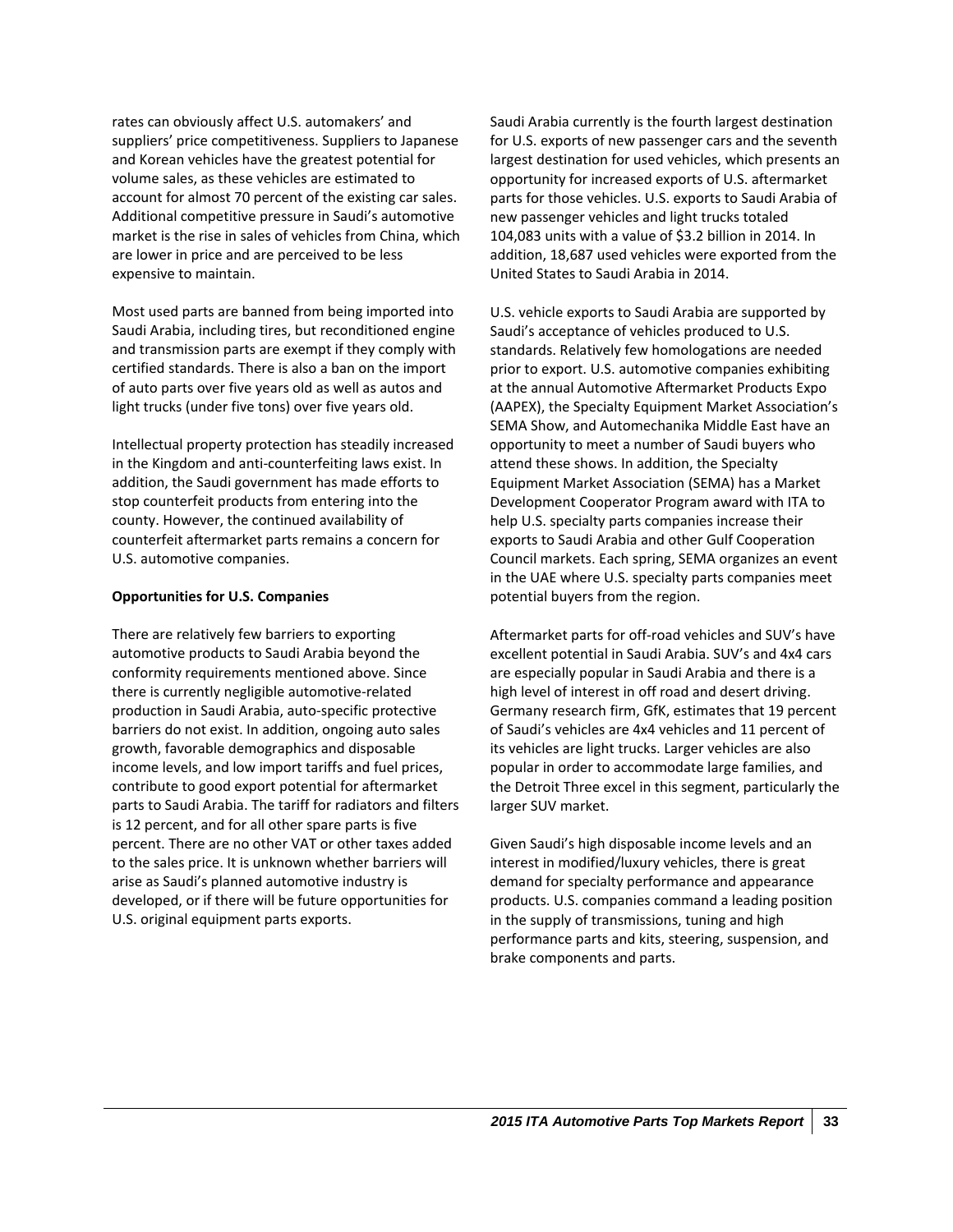rates can obviously affect U.S. automakers' and suppliers' price competitiveness. Suppliers to Japanese and Korean vehicles have the greatest potential for volume sales, as these vehicles are estimated to account for almost 70 percent of the existing car sales. Additional competitive pressure in Saudi's automotive market is the rise in sales of vehicles from China, which are lower in price and are perceived to be less expensive to maintain.

Most used parts are banned from being imported into Saudi Arabia, including tires, but reconditioned engine and transmission parts are exempt if they comply with certified standards. There is also a ban on the import of auto parts over five years old as well as autos and light trucks (under five tons) over five years old.

Intellectual property protection has steadily increased in the Kingdom and anti-counterfeiting laws exist. In addition, the Saudi government has made efforts to stop counterfeit products from entering into the county. However, the continued availability of counterfeit aftermarket parts remains a concern for U.S. automotive companies.

**Opportunities for U.S. Companies**

There are relatively few barriers to exporting automotive products to Saudi Arabia beyond the conformity requirements mentioned above. Since there is currently negligible automotive-related production in Saudi Arabia, auto-specific protective barriers do not exist. In addition, ongoing auto sales growth, favorable demographics and disposable income levels, and low import tariffs and fuel prices, contribute to good export potential for aftermarket parts to Saudi Arabia. The tariff for radiators and filters is 12 percent, and for all other spare parts is five percent. There are no other VAT or other taxes added to the sales price. It is unknown whether barriers will arise as Saudi's planned automotive industry is developed, or if there will be future opportunities for U.S. original equipment parts exports.

Saudi Arabia currently is the fourth largest destination for U.S. exports of new passenger cars and the seventh largest destination for used vehicles, which presents an opportunity for increased exports of U.S. aftermarket parts for those vehicles. U.S. exports to Saudi Arabia of new passenger vehicles and light trucks totaled 104,083 units with a value of $3.2 billion in 2014. In addition, 18,687 used vehicles were exported from the United States to Saudi Arabia in 2014.

U.S. vehicle exports to Saudi Arabia are supported by Saudi's acceptance of vehicles produced to U.S. standards. Relatively few homologations are needed prior to export. U.S. automotive companies exhibiting at the annual Automotive Aftermarket Products Expo (AAPEX), the Specialty Equipment Market Association's SEMA Show, and Automechanika Middle East have an opportunity to meet a number of Saudi buyers who attend these shows. In addition, the Specialty Equipment Market Association (SEMA) has a Market Development Cooperator Program award with ITA to help U.S. specialty parts companies increase their exports to Saudi Arabia and other Gulf Cooperation Council markets. Each spring, SEMA organizes an event in the UAE where U.S. specialty parts companies meet potential buyers from the region.

Aftermarket parts for off-road vehicles and SUV's have excellent potential in Saudi Arabia. SUV's and 4x4 cars are especially popular in Saudi Arabia and there is a high level of interest in off road and desert driving. Germany research firm, GfK, estimates that 19 percent of Saudi's vehicles are 4x4 vehicles and 11 percent of its vehicles are light trucks. Larger vehicles are also popular in order to accommodate large families, and the Detroit Three excel in this segment, particularly the larger SUV market.

Given Saudi's high disposable income levels and an interest in modified/luxury vehicles, there is great demand for specialty performance and appearance products. U.S. companies command a leading position in the supply of transmissions, tuning and high performance parts and kits, steering, suspension, and brake components and parts.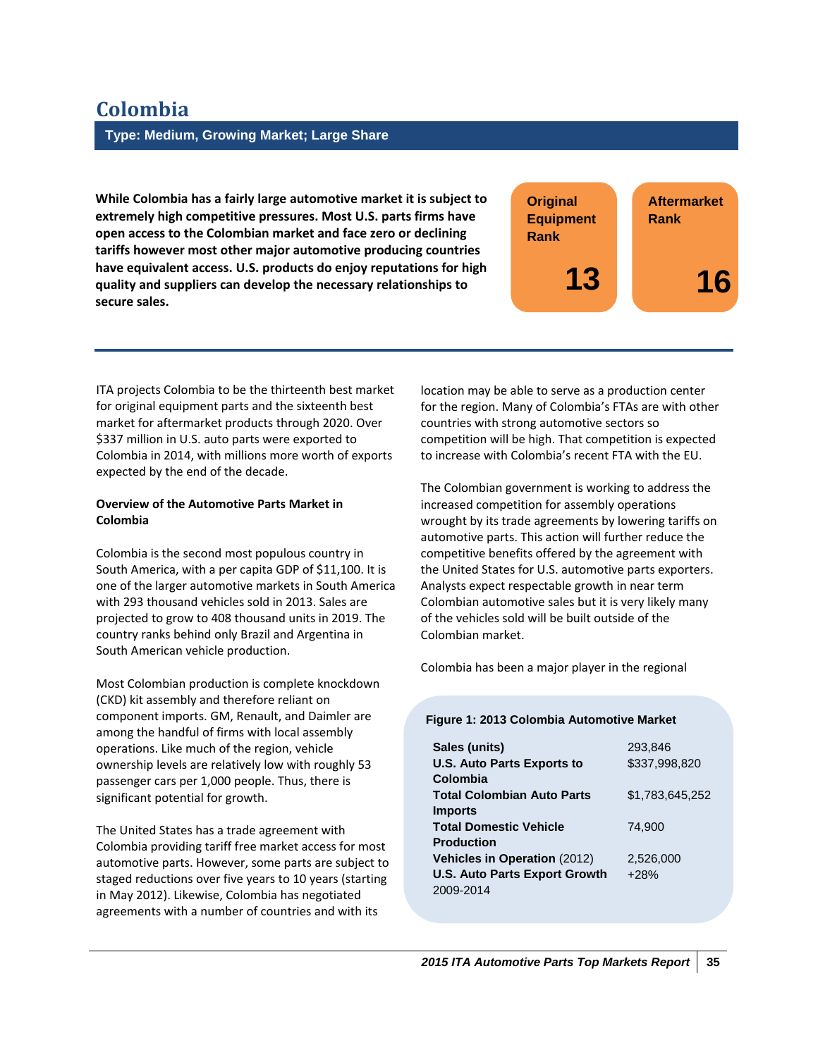# Colombia

**Type: Medium, Growing Market; Large Share**

**While Colombia has a fairly large automotive market it is subject to extremely high competitive pressures. Most U.S. parts firms have open access to the Colombian market and face zero or declining tariffs however most other major automotive producing countries have equivalent access. U.S. products do enjoy reputations for high quality and suppliers can develop the necessary relationships to secure sales.**

| Original Equipment Rank | Aftermarket Rank |
|---|---|
| 13 | 16 |

ITA projects Colombia to be the thirteenth best market for original equipment parts and the sixteenth best market for aftermarket products through 2020. Over $337 million in U.S. auto parts were exported to Colombia in 2014, with millions more worth of exports expected by the end of the decade.

**Overview of the Automotive Parts Market in Colombia**

Colombia is the second most populous country in South America, with a per capita GDP of $11,100. It is one of the larger automotive markets in South America with 293 thousand vehicles sold in 2013. Sales are projected to grow to 408 thousand units in 2019. The country ranks behind only Brazil and Argentina in South American vehicle production.

Most Colombian production is complete knockdown (CKD) kit assembly and therefore reliant on component imports. GM, Renault, and Daimler are among the handful of firms with local assembly operations. Like much of the region, vehicle ownership levels are relatively low with roughly 53 passenger cars per 1,000 people. Thus, there is significant potential for growth.

The United States has a trade agreement with Colombia providing tariff free market access for most automotive parts. However, some parts are subject to staged reductions over five years to 10 years (starting in May 2012). Likewise, Colombia has negotiated agreements with a number of countries and with its location may be able to serve as a production center for the region. Many of Colombia's FTAs are with other countries with strong automotive sectors so competition will be high. That competition is expected to increase with Colombia's recent FTA with the EU.

The Colombian government is working to address the increased competition for assembly operations wrought by its trade agreements by lowering tariffs on automotive parts. This action will further reduce the competitive benefits offered by the agreement with the United States for U.S. automotive parts exporters. Analysts expect respectable growth in near term Colombian automotive sales but it is very likely many of the vehicles sold will be built outside of the Colombian market.

Colombia has been a major player in the regional

**Figure 1: 2013 Colombia Automotive Market**

| | |
|---|---|
| **Sales (units)** | 293,846 |
| **U.S. Auto Parts Exports to Colombia** | $337,998,820 |
| **Total Colombian Auto Parts Imports** | $1,783,645,252 |
| **Total Domestic Vehicle Production** | 74,900 |
| **Vehicles in Operation** (2012) | 2,526,000 |
| **U.S. Auto Parts Export Growth** 2009-2014 | +28% |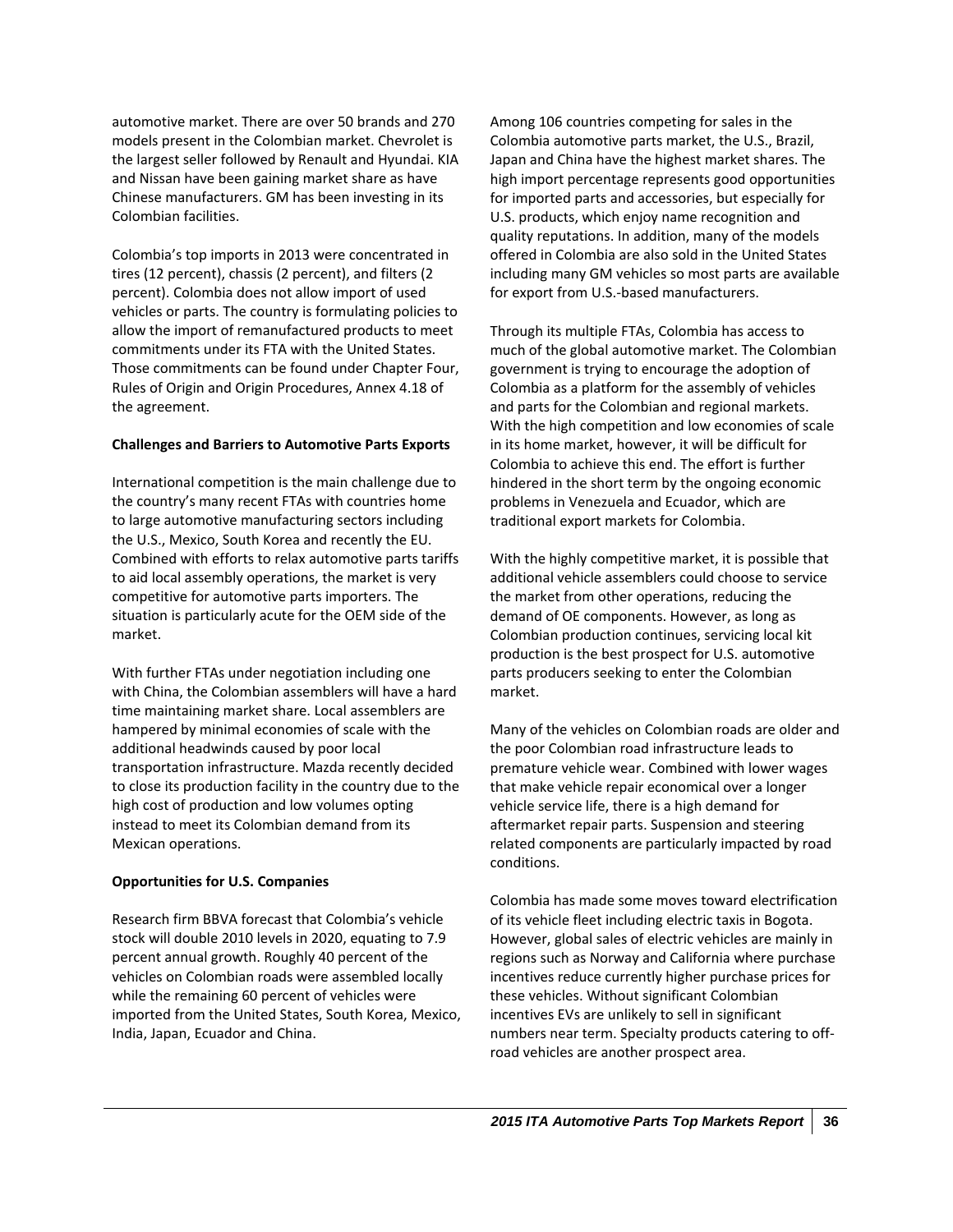automotive market. There are over 50 brands and 270 models present in the Colombian market. Chevrolet is the largest seller followed by Renault and Hyundai. KIA and Nissan have been gaining market share as have Chinese manufacturers. GM has been investing in its Colombian facilities.

Colombia's top imports in 2013 were concentrated in tires (12 percent), chassis (2 percent), and filters (2 percent). Colombia does not allow import of used vehicles or parts. The country is formulating policies to allow the import of remanufactured products to meet commitments under its FTA with the United States. Those commitments can be found under Chapter Four, Rules of Origin and Origin Procedures, Annex 4.18 of the agreement.

**Challenges and Barriers to Automotive Parts Exports**

International competition is the main challenge due to the country's many recent FTAs with countries home to large automotive manufacturing sectors including the U.S., Mexico, South Korea and recently the EU. Combined with efforts to relax automotive parts tariffs to aid local assembly operations, the market is very competitive for automotive parts importers. The situation is particularly acute for the OEM side of the market.

With further FTAs under negotiation including one with China, the Colombian assemblers will have a hard time maintaining market share. Local assemblers are hampered by minimal economies of scale with the additional headwinds caused by poor local transportation infrastructure. Mazda recently decided to close its production facility in the country due to the high cost of production and low volumes opting instead to meet its Colombian demand from its Mexican operations.

**Opportunities for U.S. Companies**

Research firm BBVA forecast that Colombia's vehicle stock will double 2010 levels in 2020, equating to 7.9 percent annual growth. Roughly 40 percent of the vehicles on Colombian roads were assembled locally while the remaining 60 percent of vehicles were imported from the United States, South Korea, Mexico, India, Japan, Ecuador and China.

Among 106 countries competing for sales in the Colombia automotive parts market, the U.S., Brazil, Japan and China have the highest market shares. The high import percentage represents good opportunities for imported parts and accessories, but especially for U.S. products, which enjoy name recognition and quality reputations. In addition, many of the models offered in Colombia are also sold in the United States including many GM vehicles so most parts are available for export from U.S.-based manufacturers.

Through its multiple FTAs, Colombia has access to much of the global automotive market. The Colombian government is trying to encourage the adoption of Colombia as a platform for the assembly of vehicles and parts for the Colombian and regional markets. With the high competition and low economies of scale in its home market, however, it will be difficult for Colombia to achieve this end. The effort is further hindered in the short term by the ongoing economic problems in Venezuela and Ecuador, which are traditional export markets for Colombia.

With the highly competitive market, it is possible that additional vehicle assemblers could choose to service the market from other operations, reducing the demand of OE components. However, as long as Colombian production continues, servicing local kit production is the best prospect for U.S. automotive parts producers seeking to enter the Colombian market.

Many of the vehicles on Colombian roads are older and the poor Colombian road infrastructure leads to premature vehicle wear. Combined with lower wages that make vehicle repair economical over a longer vehicle service life, there is a high demand for aftermarket repair parts. Suspension and steering related components are particularly impacted by road conditions.

Colombia has made some moves toward electrification of its vehicle fleet including electric taxis in Bogota. However, global sales of electric vehicles are mainly in regions such as Norway and California where purchase incentives reduce currently higher purchase prices for these vehicles. Without significant Colombian incentives EVs are unlikely to sell in significant numbers near term. Specialty products catering to off-road vehicles are another prospect area.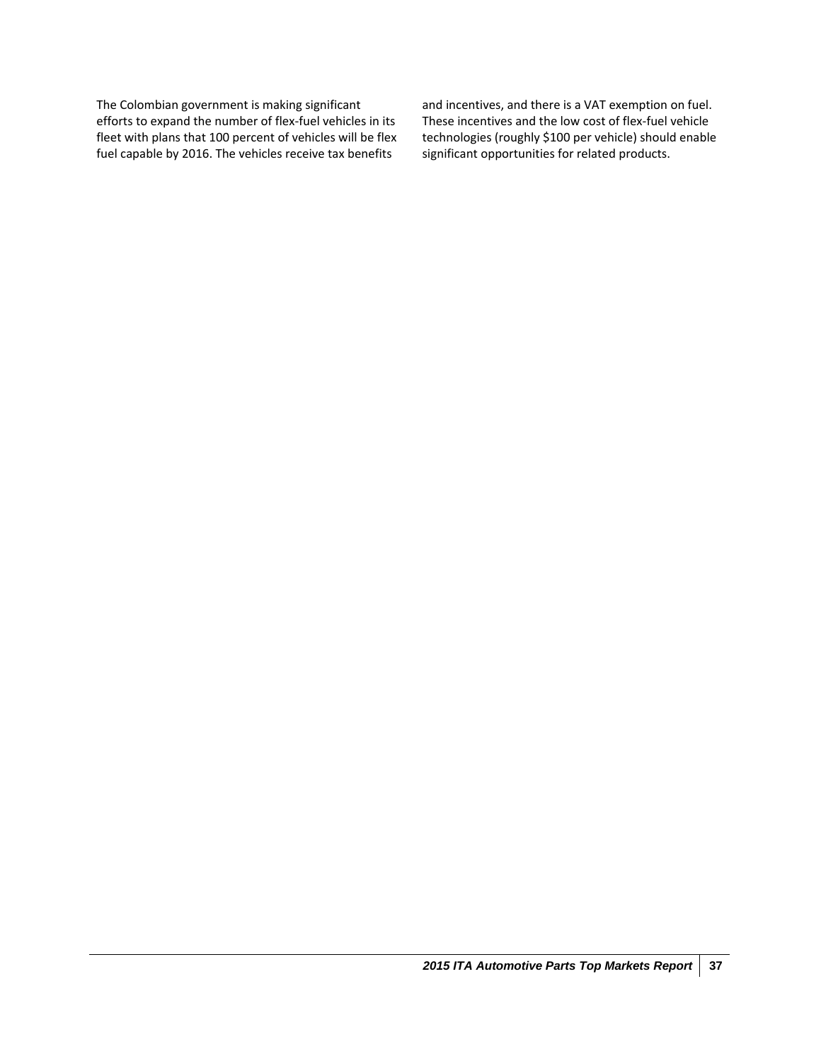The Colombian government is making significant efforts to expand the number of flex-fuel vehicles in its fleet with plans that 100 percent of vehicles will be flex fuel capable by 2016. The vehicles receive tax benefits and incentives, and there is a VAT exemption on fuel. These incentives and the low cost of flex-fuel vehicle technologies (roughly $100 per vehicle) should enable significant opportunities for related products.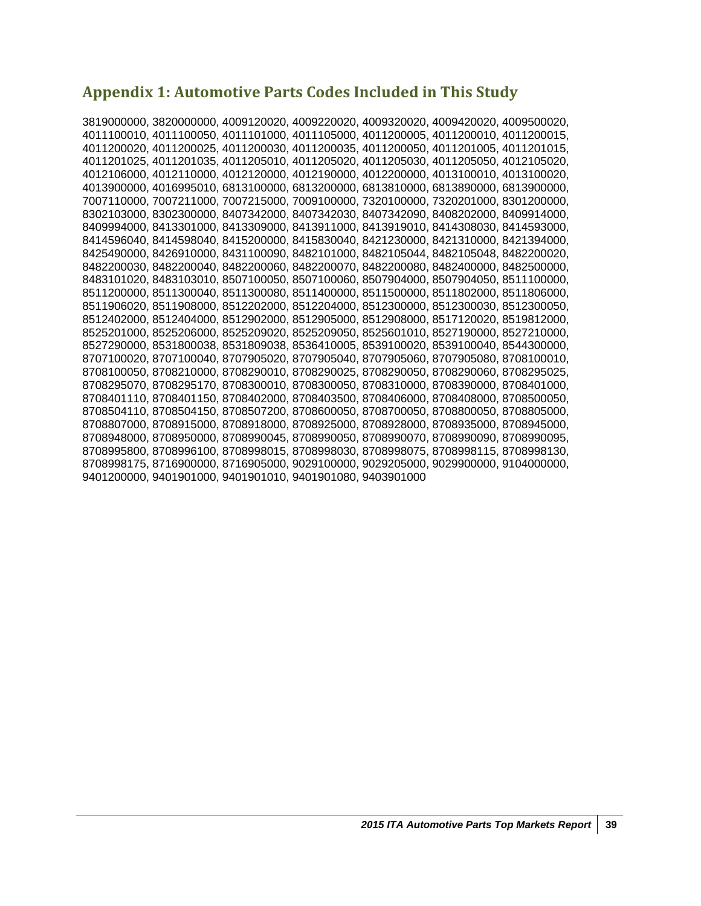## Appendix 1: Automotive Parts Codes Included in This Study

3819000000, 3820000000, 4009120020, 4009220020, 4009320020, 4009420020, 4009500020, 4011100010, 4011100050, 4011101000, 4011105000, 4011200005, 4011200010, 4011200015, 4011200020, 4011200025, 4011200030, 4011200035, 4011200050, 4011201005, 4011201015, 4011201025, 4011201035, 4011205010, 4011205020, 4011205030, 4011205050, 4012105020, 4012106000, 4012110000, 4012120000, 4012190000, 4012200000, 4013100010, 4013100020, 4013900000, 4016995010, 6813100000, 6813200000, 6813810000, 6813890000, 6813900000, 7007110000, 7007211000, 7007215000, 7009100000, 7320100000, 7320201000, 8301200000, 8302103000, 8302300000, 8407342000, 8407342030, 8407342090, 8408202000, 8409914000, 8409994000, 8413301000, 8413309000, 8413911000, 8413919010, 8414308030, 8414593000, 8414596040, 8414598040, 8415200000, 8415830040, 8421230000, 8421310000, 8421394000, 8425490000, 8426910000, 8431100090, 8482101000, 8482105044, 8482105048, 8482200020, 8482200030, 8482200040, 8482200060, 8482200070, 8482200080, 8482400000, 8482500000, 8483101020, 8483103010, 8507100050, 8507100060, 8507904000, 8507904050, 8511100000, 8511200000, 8511300040, 8511300080, 8511400000, 8511500000, 8511802000, 8511806000, 8511906020, 8511908000, 8512202000, 8512204000, 8512300000, 8512300030, 8512300050, 8512402000, 8512404000, 8512902000, 8512905000, 8512908000, 8517120020, 8519812000, 8525201000, 8525206000, 8525209020, 8525209050, 8525601010, 8527190000, 8527210000, 8527290000, 8531800038, 8531809038, 8536410005, 8539100020, 8539100040, 8544300000, 8707100020, 8707100040, 8707905020, 8707905040, 8707905060, 8707905080, 8708100010, 8708100050, 8708210000, 8708290010, 8708290025, 8708290050, 8708290060, 8708295025, 8708295070, 8708295170, 8708300010, 8708300050, 8708310000, 8708390000, 8708401000, 8708401110, 8708401150, 8708402000, 8708403500, 8708406000, 8708408000, 8708500050, 8708504110, 8708504150, 8708507200, 8708600050, 8708700050, 8708800050, 8708805000, 8708807000, 8708915000, 8708918000, 8708925000, 8708928000, 8708935000, 8708945000, 8708948000, 8708950000, 8708990045, 8708990050, 8708990070, 8708990090, 8708990095, 8708995800, 8708996100, 8708998015, 8708998030, 8708998075, 8708998115, 8708998130, 8708998175, 8716900000, 8716905000, 9029100000, 9029205000, 9029900000, 9104000000, 9401200000, 9401901000, 9401901010, 9401901080, 9403901000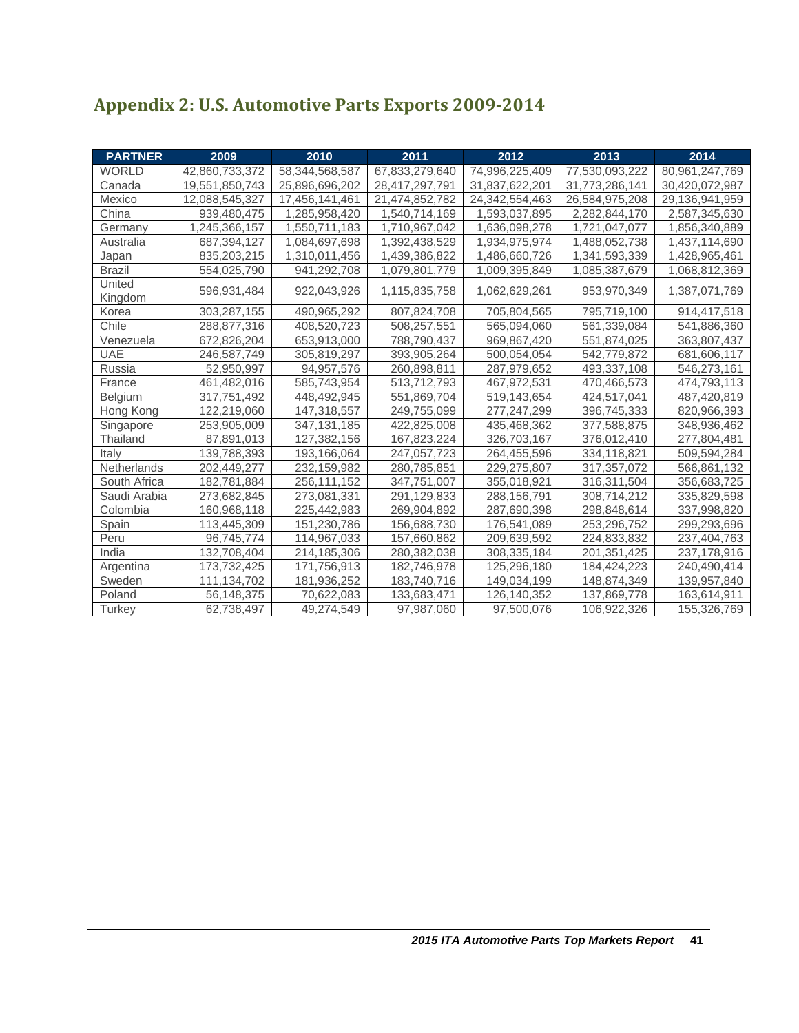## Appendix 2: U.S. Automotive Parts Exports 2009-2014

| PARTNER | 2009 | 2010 | 2011 | 2012 | 2013 | 2014 |
|---|---|---|---|---|---|---|
| WORLD | 42,860,733,372 | 58,344,568,587 | 67,833,279,640 | 74,996,225,409 | 77,530,093,222 | 80,961,247,769 |
| Canada | 19,551,850,743 | 25,896,696,202 | 28,417,297,791 | 31,837,622,201 | 31,773,286,141 | 30,420,072,987 |
| Mexico | 12,088,545,327 | 17,456,141,461 | 21,474,852,782 | 24,342,554,463 | 26,584,975,208 | 29,136,941,959 |
| China | 939,480,475 | 1,285,958,420 | 1,540,714,169 | 1,593,037,895 | 2,282,844,170 | 2,587,345,630 |
| Germany | 1,245,366,157 | 1,550,711,183 | 1,710,967,042 | 1,636,098,278 | 1,721,047,077 | 1,856,340,889 |
| Australia | 687,394,127 | 1,084,697,698 | 1,392,438,529 | 1,934,975,974 | 1,488,052,738 | 1,437,114,690 |
| Japan | 835,203,215 | 1,310,011,456 | 1,439,386,822 | 1,486,660,726 | 1,341,593,339 | 1,428,965,461 |
| Brazil | 554,025,790 | 941,292,708 | 1,079,801,779 | 1,009,395,849 | 1,085,387,679 | 1,068,812,369 |
| United Kingdom | 596,931,484 | 922,043,926 | 1,115,835,758 | 1,062,629,261 | 953,970,349 | 1,387,071,769 |
| Korea | 303,287,155 | 490,965,292 | 807,824,708 | 705,804,565 | 795,719,100 | 914,417,518 |
| Chile | 288,877,316 | 408,520,723 | 508,257,551 | 565,094,060 | 561,339,084 | 541,886,360 |
| Venezuela | 672,826,204 | 653,913,000 | 788,790,437 | 969,867,420 | 551,874,025 | 363,807,437 |
| UAE | 246,587,749 | 305,819,297 | 393,905,264 | 500,054,054 | 542,779,872 | 681,606,117 |
| Russia | 52,950,997 | 94,957,576 | 260,898,811 | 287,979,652 | 493,337,108 | 546,273,161 |
| France | 461,482,016 | 585,743,954 | 513,712,793 | 467,972,531 | 470,466,573 | 474,793,113 |
| Belgium | 317,751,492 | 448,492,945 | 551,869,704 | 519,143,654 | 424,517,041 | 487,420,819 |
| Hong Kong | 122,219,060 | 147,318,557 | 249,755,099 | 277,247,299 | 396,745,333 | 820,966,393 |
| Singapore | 253,905,009 | 347,131,185 | 422,825,008 | 435,468,362 | 377,588,875 | 348,936,462 |
| Thailand | 87,891,013 | 127,382,156 | 167,823,224 | 326,703,167 | 376,012,410 | 277,804,481 |
| Italy | 139,788,393 | 193,166,064 | 247,057,723 | 264,455,596 | 334,118,821 | 509,594,284 |
| Netherlands | 202,449,277 | 232,159,982 | 280,785,851 | 229,275,807 | 317,357,072 | 566,861,132 |
| South Africa | 182,781,884 | 256,111,152 | 347,751,007 | 355,018,921 | 316,311,504 | 356,683,725 |
| Saudi Arabia | 273,682,845 | 273,081,331 | 291,129,833 | 288,156,791 | 308,714,212 | 335,829,598 |
| Colombia | 160,968,118 | 225,442,983 | 269,904,892 | 287,690,398 | 298,848,614 | 337,998,820 |
| Spain | 113,445,309 | 151,230,786 | 156,688,730 | 176,541,089 | 253,296,752 | 299,293,696 |
| Peru | 96,745,774 | 114,967,033 | 157,660,862 | 209,639,592 | 224,833,832 | 237,404,763 |
| India | 132,708,404 | 214,185,306 | 280,382,038 | 308,335,184 | 201,351,425 | 237,178,916 |
| Argentina | 173,732,425 | 171,756,913 | 182,746,978 | 125,296,180 | 184,424,223 | 240,490,414 |
| Sweden | 111,134,702 | 181,936,252 | 183,740,716 | 149,034,199 | 148,874,349 | 139,957,840 |
| Poland | 56,148,375 | 70,622,083 | 133,683,471 | 126,140,352 | 137,869,778 | 163,614,911 |
| Turkey | 62,738,497 | 49,274,549 | 97,987,060 | 97,500,076 | 106,922,326 | 155,326,769 |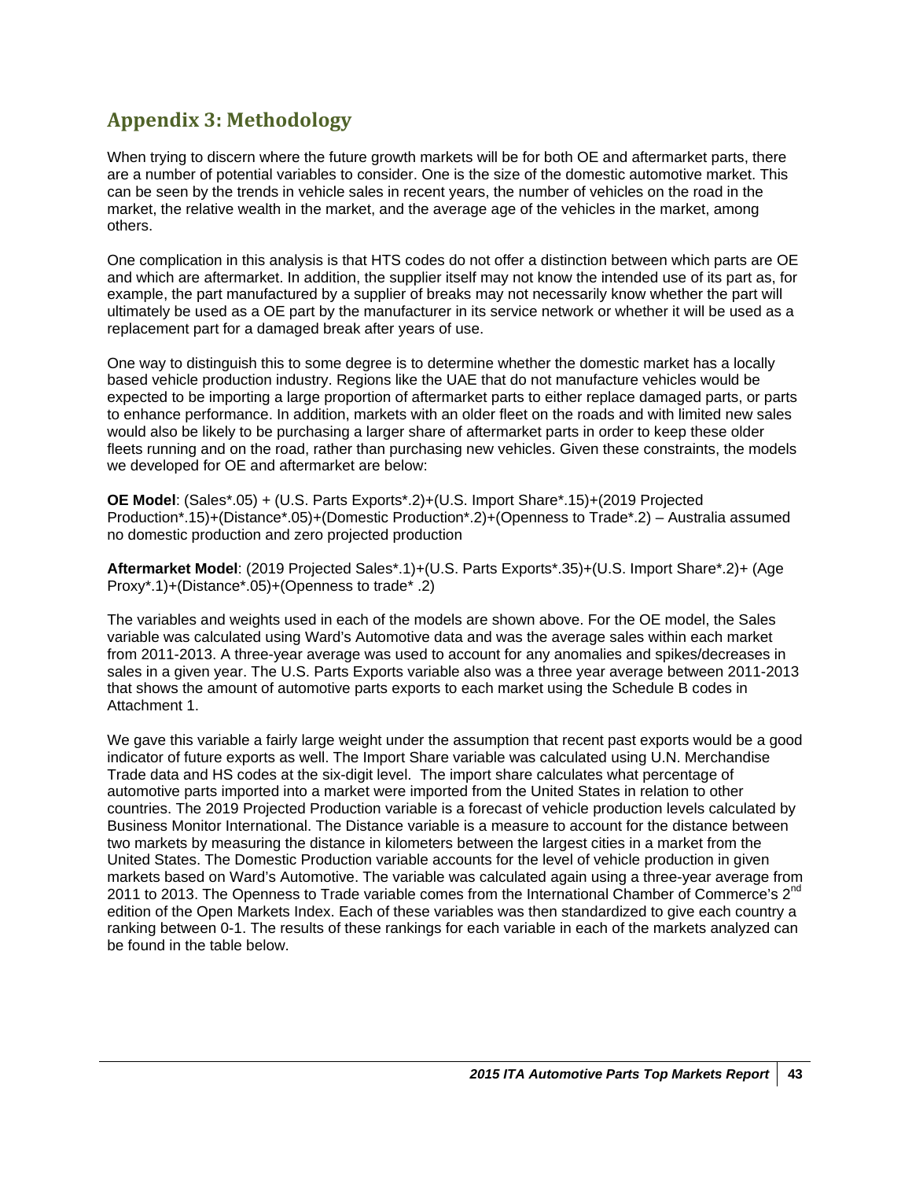## Appendix 3: Methodology

When trying to discern where the future growth markets will be for both OE and aftermarket parts, there are a number of potential variables to consider. One is the size of the domestic automotive market. This can be seen by the trends in vehicle sales in recent years, the number of vehicles on the road in the market, the relative wealth in the market, and the average age of the vehicles in the market, among others.

One complication in this analysis is that HTS codes do not offer a distinction between which parts are OE and which are aftermarket. In addition, the supplier itself may not know the intended use of its part as, for example, the part manufactured by a supplier of breaks may not necessarily know whether the part will ultimately be used as a OE part by the manufacturer in its service network or whether it will be used as a replacement part for a damaged break after years of use.

One way to distinguish this to some degree is to determine whether the domestic market has a locally based vehicle production industry. Regions like the UAE that do not manufacture vehicles would be expected to be importing a large proportion of aftermarket parts to either replace damaged parts, or parts to enhance performance. In addition, markets with an older fleet on the roads and with limited new sales would also be likely to be purchasing a larger share of aftermarket parts in order to keep these older fleets running and on the road, rather than purchasing new vehicles. Given these constraints, the models we developed for OE and aftermarket are below:

**OE Model**: (Sales*.05) + (U.S. Parts Exports*.2)+(U.S. Import Share*.15)+(2019 Projected Production*.15)+(Distance*.05)+(Domestic Production*.2)+(Openness to Trade*.2) – Australia assumed no domestic production and zero projected production

**Aftermarket Model**: (2019 Projected Sales*.1)+(U.S. Parts Exports*.35)+(U.S. Import Share*.2)+ (Age Proxy*.1)+(Distance*.05)+(Openness to trade* .2)

The variables and weights used in each of the models are shown above. For the OE model, the Sales variable was calculated using Ward's Automotive data and was the average sales within each market from 2011-2013. A three-year average was used to account for any anomalies and spikes/decreases in sales in a given year. The U.S. Parts Exports variable also was a three year average between 2011-2013 that shows the amount of automotive parts exports to each market using the Schedule B codes in Attachment 1.

We gave this variable a fairly large weight under the assumption that recent past exports would be a good indicator of future exports as well. The Import Share variable was calculated using U.N. Merchandise Trade data and HS codes at the six-digit level. The import share calculates what percentage of automotive parts imported into a market were imported from the United States in relation to other countries. The 2019 Projected Production variable is a forecast of vehicle production levels calculated by Business Monitor International. The Distance variable is a measure to account for the distance between two markets by measuring the distance in kilometers between the largest cities in a market from the United States. The Domestic Production variable accounts for the level of vehicle production in given markets based on Ward's Automotive. The variable was calculated again using a three-year average from 2011 to 2013. The Openness to Trade variable comes from the International Chamber of Commerce's 2nd edition of the Open Markets Index. Each of these variables was then standardized to give each country a ranking between 0-1. The results of these rankings for each variable in each of the markets analyzed can be found in the table below.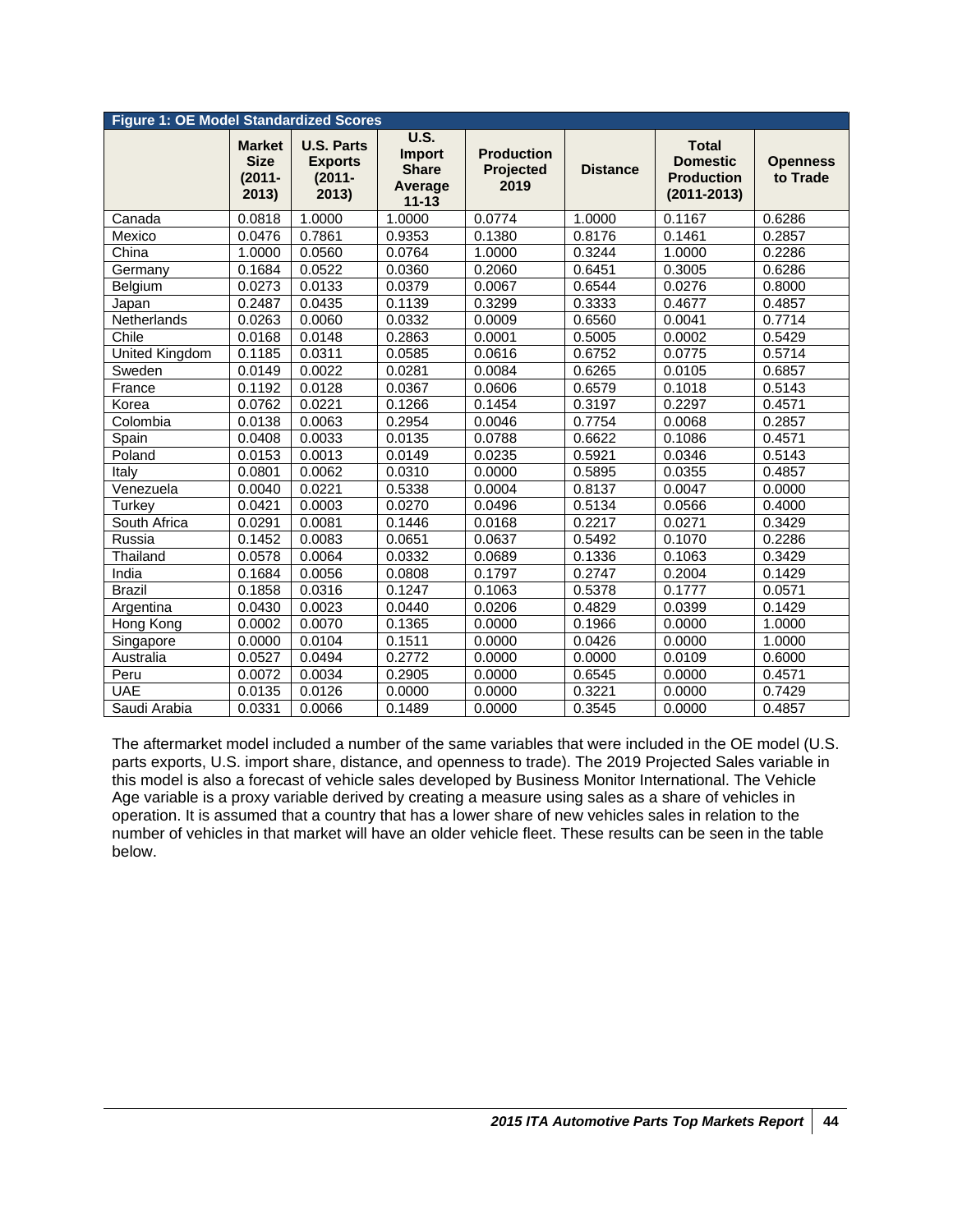**Figure 1: OE Model Standardized Scores**

| | Market Size (2011-2013) | U.S. Parts Exports (2011-2013) | U.S. Import Share Average 11-13 | Production Projected 2019 | Distance | Total Domestic Production (2011-2013) | Openness to Trade |
|---|---|---|---|---|---|---|---|
| Canada | 0.0818 | 1.0000 | 1.0000 | 0.0774 | 1.0000 | 0.1167 | 0.6286 |
| Mexico | 0.0476 | 0.7861 | 0.9353 | 0.1380 | 0.8176 | 0.1461 | 0.2857 |
| China | 1.0000 | 0.0560 | 0.0764 | 1.0000 | 0.3244 | 1.0000 | 0.2286 |
| Germany | 0.1684 | 0.0522 | 0.0360 | 0.2060 | 0.6451 | 0.3005 | 0.6286 |
| Belgium | 0.0273 | 0.0133 | 0.0379 | 0.0067 | 0.6544 | 0.0276 | 0.8000 |
| Japan | 0.2487 | 0.0435 | 0.1139 | 0.3299 | 0.3333 | 0.4677 | 0.4857 |
| Netherlands | 0.0263 | 0.0060 | 0.0332 | 0.0009 | 0.6560 | 0.0041 | 0.7714 |
| Chile | 0.0168 | 0.0148 | 0.2863 | 0.0001 | 0.5005 | 0.0002 | 0.5429 |
| United Kingdom | 0.1185 | 0.0311 | 0.0585 | 0.0616 | 0.6752 | 0.0775 | 0.5714 |
| Sweden | 0.0149 | 0.0022 | 0.0281 | 0.0084 | 0.6265 | 0.0105 | 0.6857 |
| France | 0.1192 | 0.0128 | 0.0367 | 0.0606 | 0.6579 | 0.1018 | 0.5143 |
| Korea | 0.0762 | 0.0221 | 0.1266 | 0.1454 | 0.3197 | 0.2297 | 0.4571 |
| Colombia | 0.0138 | 0.0063 | 0.2954 | 0.0046 | 0.7754 | 0.0068 | 0.2857 |
| Spain | 0.0408 | 0.0033 | 0.0135 | 0.0788 | 0.6622 | 0.1086 | 0.4571 |
| Poland | 0.0153 | 0.0013 | 0.0149 | 0.0235 | 0.5921 | 0.0346 | 0.5143 |
| Italy | 0.0801 | 0.0062 | 0.0310 | 0.0000 | 0.5895 | 0.0355 | 0.4857 |
| Venezuela | 0.0040 | 0.0221 | 0.5338 | 0.0004 | 0.8137 | 0.0047 | 0.0000 |
| Turkey | 0.0421 | 0.0003 | 0.0270 | 0.0496 | 0.5134 | 0.0566 | 0.4000 |
| South Africa | 0.0291 | 0.0081 | 0.1446 | 0.0168 | 0.2217 | 0.0271 | 0.3429 |
| Russia | 0.1452 | 0.0083 | 0.0651 | 0.0637 | 0.5492 | 0.1070 | 0.2286 |
| Thailand | 0.0578 | 0.0064 | 0.0332 | 0.0689 | 0.1336 | 0.1063 | 0.3429 |
| India | 0.1684 | 0.0056 | 0.0808 | 0.1797 | 0.2747 | 0.2004 | 0.1429 |
| Brazil | 0.1858 | 0.0316 | 0.1247 | 0.1063 | 0.5378 | 0.1777 | 0.0571 |
| Argentina | 0.0430 | 0.0023 | 0.0440 | 0.0206 | 0.4829 | 0.0399 | 0.1429 |
| Hong Kong | 0.0002 | 0.0070 | 0.1365 | 0.0000 | 0.1966 | 0.0000 | 1.0000 |
| Singapore | 0.0000 | 0.0104 | 0.1511 | 0.0000 | 0.0426 | 0.0000 | 1.0000 |
| Australia | 0.0527 | 0.0494 | 0.2772 | 0.0000 | 0.0000 | 0.0109 | 0.6000 |
| Peru | 0.0072 | 0.0034 | 0.2905 | 0.0000 | 0.6545 | 0.0000 | 0.4571 |
| UAE | 0.0135 | 0.0126 | 0.0000 | 0.0000 | 0.3221 | 0.0000 | 0.7429 |
| Saudi Arabia | 0.0331 | 0.0066 | 0.1489 | 0.0000 | 0.3545 | 0.0000 | 0.4857 |

The aftermarket model included a number of the same variables that were included in the OE model (U.S. parts exports, U.S. import share, distance, and openness to trade). The 2019 Projected Sales variable in this model is also a forecast of vehicle sales developed by Business Monitor International. The Vehicle Age variable is a proxy variable derived by creating a measure using sales as a share of vehicles in operation. It is assumed that a country that has a lower share of new vehicles sales in relation to the number of vehicles in that market will have an older vehicle fleet. These results can be seen in the table below.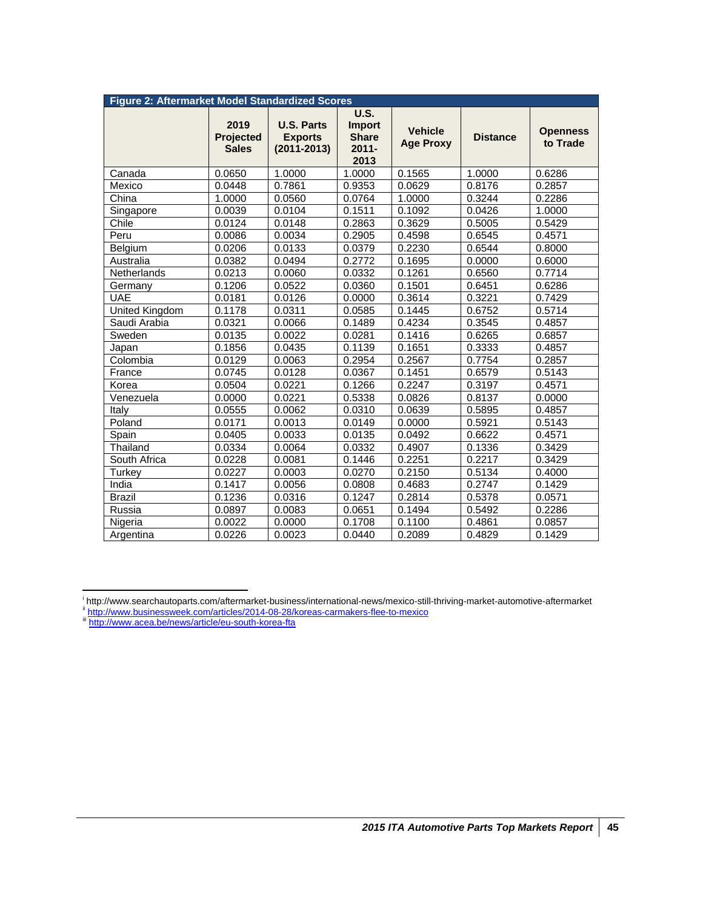**Figure 2: Aftermarket Model Standardized Scores**

| | 2019 Projected Sales | U.S. Parts Exports (2011-2013) | U.S. Import Share 2011-2013 | Vehicle Age Proxy | Distance | Openness to Trade |
|---|---|---|---|---|---|---|
| Canada | 0.0650 | 1.0000 | 1.0000 | 0.1565 | 1.0000 | 0.6286 |
| Mexico | 0.0448 | 0.7861 | 0.9353 | 0.0629 | 0.8176 | 0.2857 |
| China | 1.0000 | 0.0560 | 0.0764 | 1.0000 | 0.3244 | 0.2286 |
| Singapore | 0.0039 | 0.0104 | 0.1511 | 0.1092 | 0.0426 | 1.0000 |
| Chile | 0.0124 | 0.0148 | 0.2863 | 0.3629 | 0.5005 | 0.5429 |
| Peru | 0.0086 | 0.0034 | 0.2905 | 0.4598 | 0.6545 | 0.4571 |
| Belgium | 0.0206 | 0.0133 | 0.0379 | 0.2230 | 0.6544 | 0.8000 |
| Australia | 0.0382 | 0.0494 | 0.2772 | 0.1695 | 0.0000 | 0.6000 |
| Netherlands | 0.0213 | 0.0060 | 0.0332 | 0.1261 | 0.6560 | 0.7714 |
| Germany | 0.1206 | 0.0522 | 0.0360 | 0.1501 | 0.6451 | 0.6286 |
| UAE | 0.0181 | 0.0126 | 0.0000 | 0.3614 | 0.3221 | 0.7429 |
| United Kingdom | 0.1178 | 0.0311 | 0.0585 | 0.1445 | 0.6752 | 0.5714 |
| Saudi Arabia | 0.0321 | 0.0066 | 0.1489 | 0.4234 | 0.3545 | 0.4857 |
| Sweden | 0.0135 | 0.0022 | 0.0281 | 0.1416 | 0.6265 | 0.6857 |
| Japan | 0.1856 | 0.0435 | 0.1139 | 0.1651 | 0.3333 | 0.4857 |
| Colombia | 0.0129 | 0.0063 | 0.2954 | 0.2567 | 0.7754 | 0.2857 |
| France | 0.0745 | 0.0128 | 0.0367 | 0.1451 | 0.6579 | 0.5143 |
| Korea | 0.0504 | 0.0221 | 0.1266 | 0.2247 | 0.3197 | 0.4571 |
| Venezuela | 0.0000 | 0.0221 | 0.5338 | 0.0826 | 0.8137 | 0.0000 |
| Italy | 0.0555 | 0.0062 | 0.0310 | 0.0639 | 0.5895 | 0.4857 |
| Poland | 0.0171 | 0.0013 | 0.0149 | 0.0000 | 0.5921 | 0.5143 |
| Spain | 0.0405 | 0.0033 | 0.0135 | 0.0492 | 0.6622 | 0.4571 |
| Thailand | 0.0334 | 0.0064 | 0.0332 | 0.4907 | 0.1336 | 0.3429 |
| South Africa | 0.0228 | 0.0081 | 0.1446 | 0.2251 | 0.2217 | 0.3429 |
| Turkey | 0.0227 | 0.0003 | 0.0270 | 0.2150 | 0.5134 | 0.4000 |
| India | 0.1417 | 0.0056 | 0.0808 | 0.4683 | 0.2747 | 0.1429 |
| Brazil | 0.1236 | 0.0316 | 0.1247 | 0.2814 | 0.5378 | 0.0571 |
| Russia | 0.0897 | 0.0083 | 0.0651 | 0.1494 | 0.5492 | 0.2286 |
| Nigeria | 0.0022 | 0.0000 | 0.1708 | 0.1100 | 0.4861 | 0.0857 |
| Argentina | 0.0226 | 0.0023 | 0.0440 | 0.2089 | 0.4829 | 0.1429 |

---

[i] http://www.searchautoparts.com/aftermarket-business/international-news/mexico-still-thriving-market-automotive-aftermarket

[ii] http://www.businessweek.com/articles/2014-08-28/koreas-carmakers-flee-to-mexico

[iii] http://www.acea.be/news/article/eu-south-korea-fta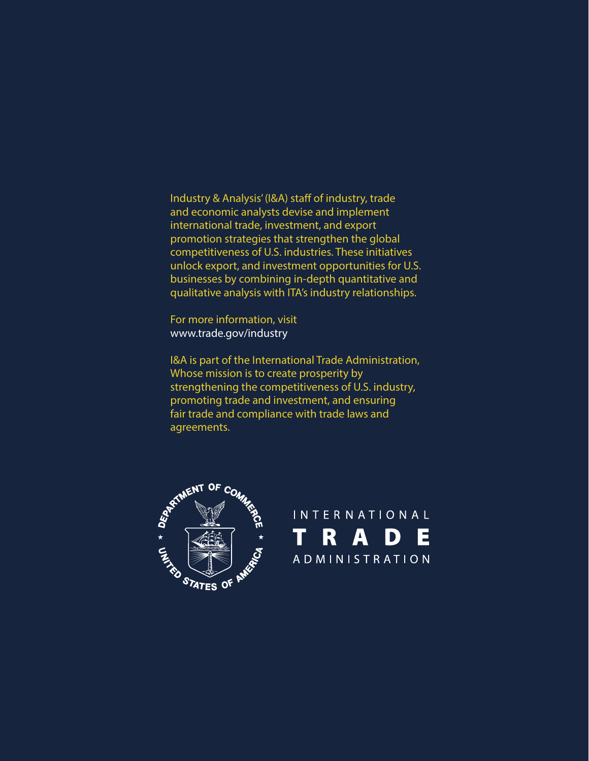Industry & Analysis' (I&A) staff of industry, trade and economic analysts devise and implement international trade, investment, and export promotion strategies that strengthen the global competitiveness of U.S. industries. These initiatives unlock export, and investment opportunities for U.S. businesses by combining in-depth quantitative and qualitative analysis with ITA's industry relationships.

For more information, visit
www.trade.gov/industry

I&A is part of the International Trade Administration, Whose mission is to create prosperity by strengthening the competitiveness of U.S. industry, promoting trade and investment, and ensuring fair trade and compliance with trade laws and agreements.

DEPARTMENT OF COMMERCE
UNITED STATES OF AMERICA

INTERNATIONAL
TRADE
ADMINISTRATION